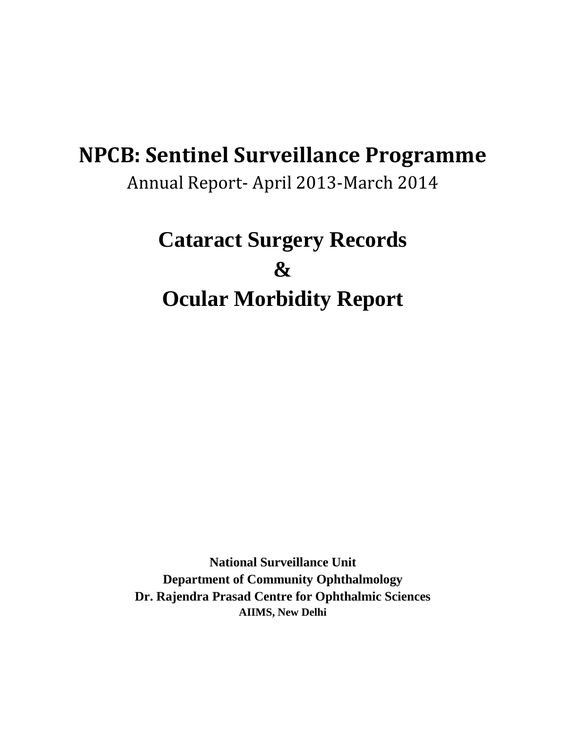# NPCB: Sentinel Surveillance Programme

Annual Report- April 2013-March 2014

# Cataract Surgery Records

# &

# Ocular Morbidity Report

**National Surveillance Unit**

**Department of Community Ophthalmology**

**Dr. Rajendra Prasad Centre for Ophthalmic Sciences**

**AIIMS, New Delhi**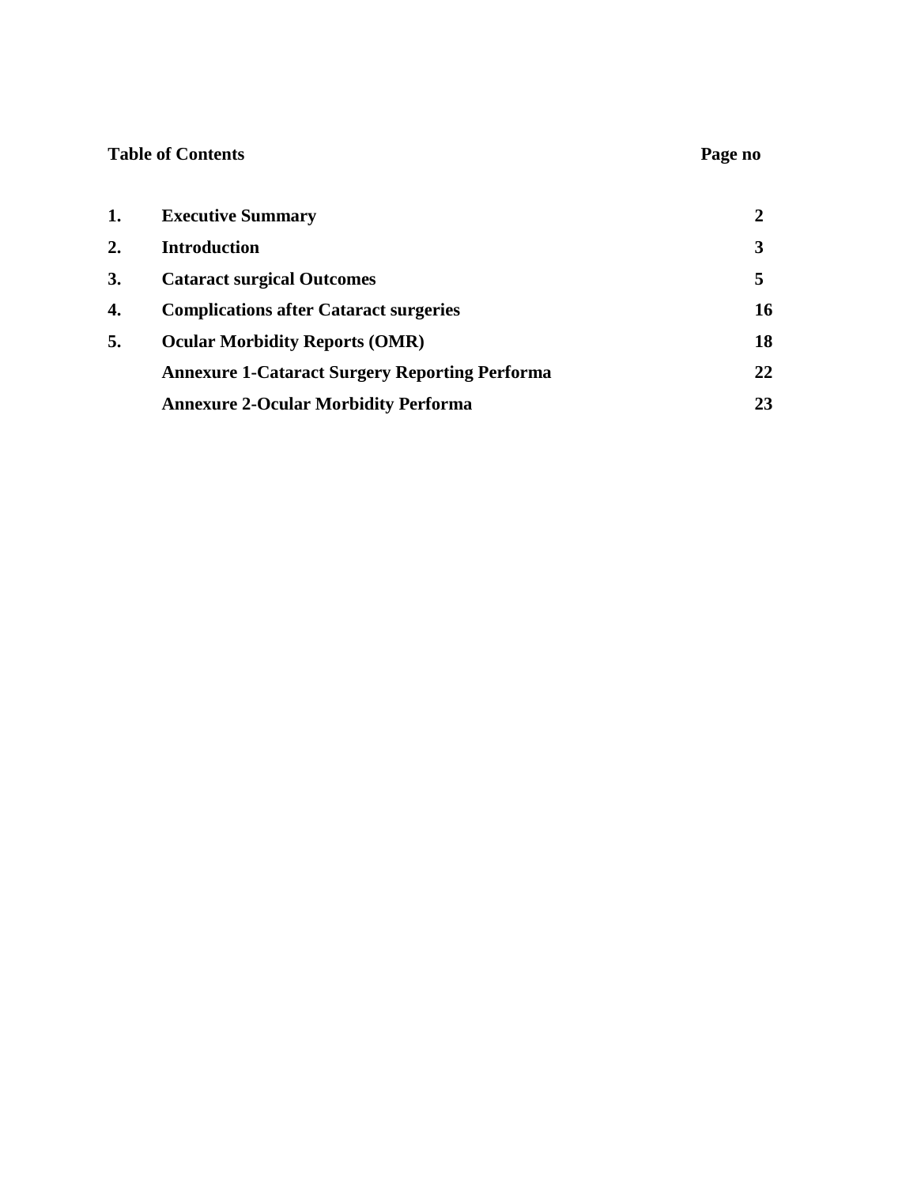**Table of Contents** **Page no**

| | | |
|---|---|---|
| **1.** | **Executive Summary** | **2** |
| **2.** | **Introduction** | **3** |
| **3.** | **Cataract surgical Outcomes** | **5** |
| **4.** | **Complications after Cataract surgeries** | **16** |
| **5.** | **Ocular Morbidity Reports (OMR)** | **18** |
| | **Annexure 1-Cataract Surgery Reporting Performa** | **22** |
| | **Annexure 2-Ocular Morbidity Performa** | **23** |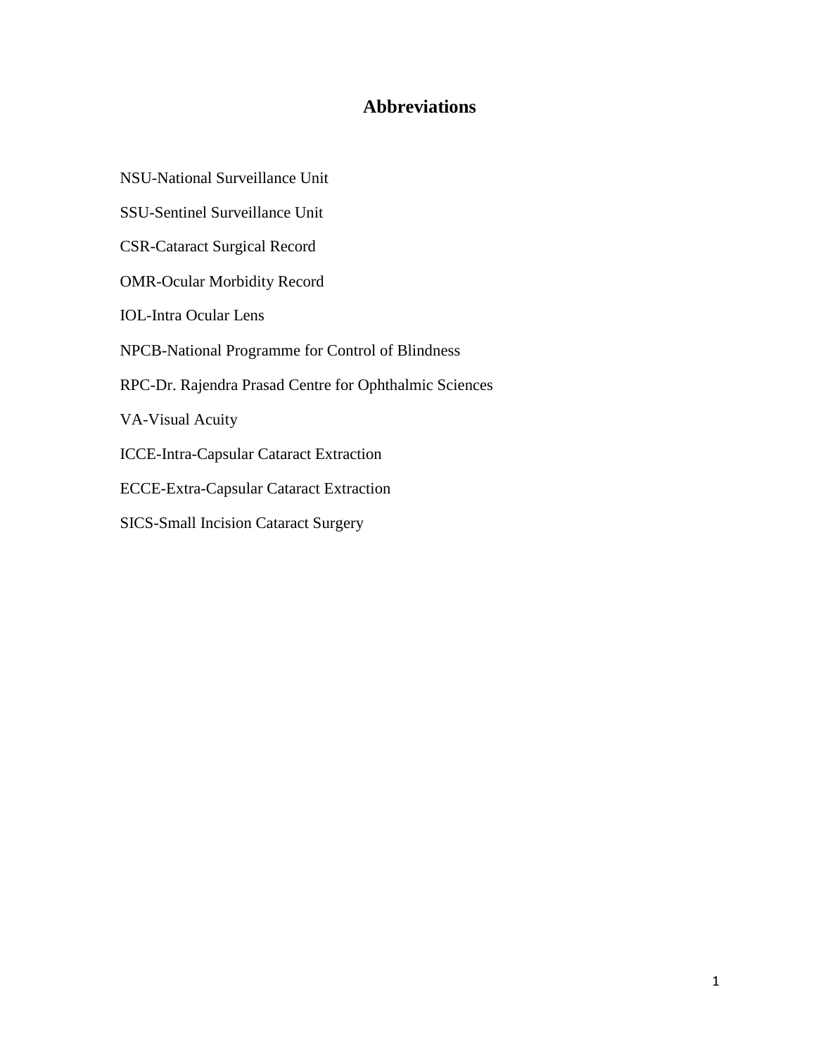# Abbreviations

NSU-National Surveillance Unit

SSU-Sentinel Surveillance Unit

CSR-Cataract Surgical Record

OMR-Ocular Morbidity Record

IOL-Intra Ocular Lens

NPCB-National Programme for Control of Blindness

RPC-Dr. Rajendra Prasad Centre for Ophthalmic Sciences

VA-Visual Acuity

ICCE-Intra-Capsular Cataract Extraction

ECCE-Extra-Capsular Cataract Extraction

SICS-Small Incision Cataract Surgery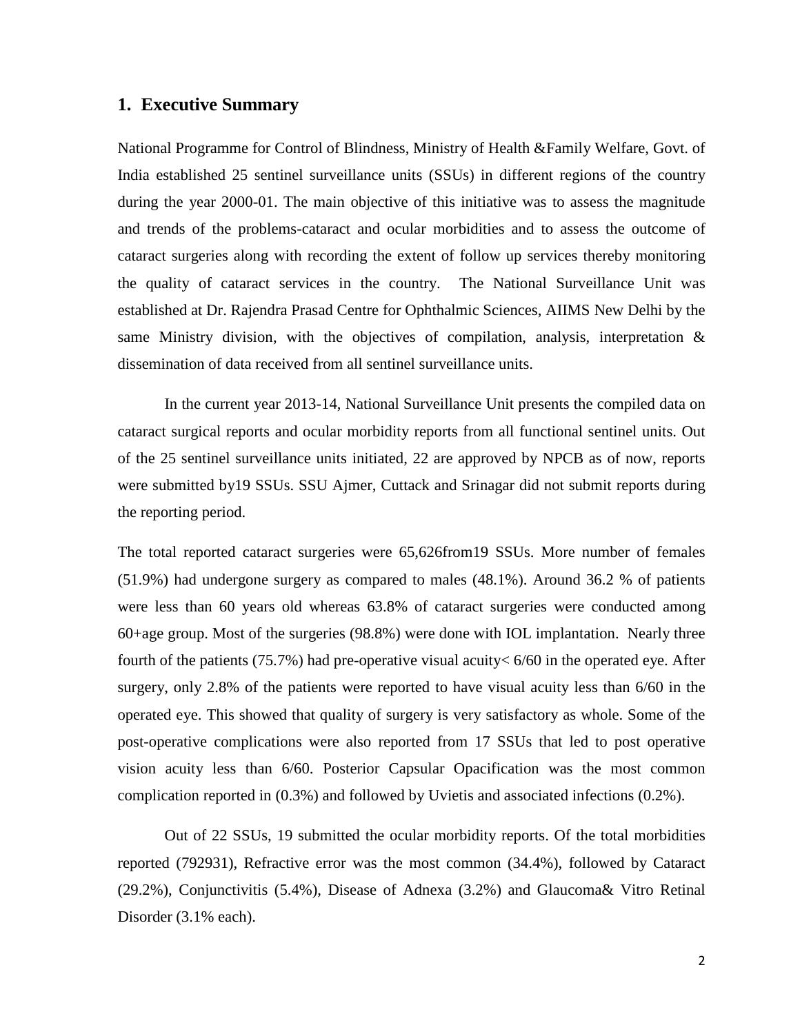## 1. Executive Summary

National Programme for Control of Blindness, Ministry of Health &Family Welfare, Govt. of India established 25 sentinel surveillance units (SSUs) in different regions of the country during the year 2000-01. The main objective of this initiative was to assess the magnitude and trends of the problems-cataract and ocular morbidities and to assess the outcome of cataract surgeries along with recording the extent of follow up services thereby monitoring the quality of cataract services in the country. The National Surveillance Unit was established at Dr. Rajendra Prasad Centre for Ophthalmic Sciences, AIIMS New Delhi by the same Ministry division, with the objectives of compilation, analysis, interpretation & dissemination of data received from all sentinel surveillance units.

In the current year 2013-14, National Surveillance Unit presents the compiled data on cataract surgical reports and ocular morbidity reports from all functional sentinel units. Out of the 25 sentinel surveillance units initiated, 22 are approved by NPCB as of now, reports were submitted by19 SSUs. SSU Ajmer, Cuttack and Srinagar did not submit reports during the reporting period.

The total reported cataract surgeries were 65,626from19 SSUs. More number of females (51.9%) had undergone surgery as compared to males (48.1%). Around 36.2 % of patients were less than 60 years old whereas 63.8% of cataract surgeries were conducted among 60+age group. Most of the surgeries (98.8%) were done with IOL implantation. Nearly three fourth of the patients (75.7%) had pre-operative visual acuity< 6/60 in the operated eye. After surgery, only 2.8% of the patients were reported to have visual acuity less than 6/60 in the operated eye. This showed that quality of surgery is very satisfactory as whole. Some of the post-operative complications were also reported from 17 SSUs that led to post operative vision acuity less than 6/60. Posterior Capsular Opacification was the most common complication reported in (0.3%) and followed by Uvietis and associated infections (0.2%).

Out of 22 SSUs, 19 submitted the ocular morbidity reports. Of the total morbidities reported (792931), Refractive error was the most common (34.4%), followed by Cataract (29.2%), Conjunctivitis (5.4%), Disease of Adnexa (3.2%) and Glaucoma& Vitro Retinal Disorder (3.1% each).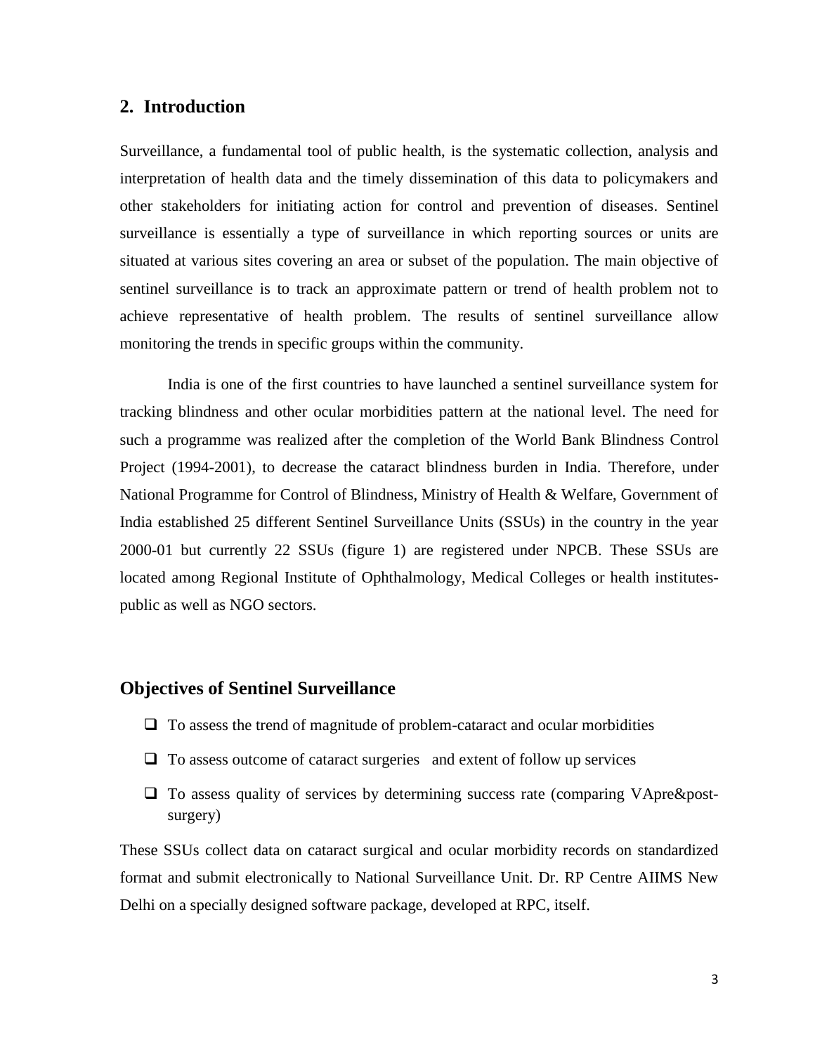## 2. Introduction

Surveillance, a fundamental tool of public health, is the systematic collection, analysis and interpretation of health data and the timely dissemination of this data to policymakers and other stakeholders for initiating action for control and prevention of diseases. Sentinel surveillance is essentially a type of surveillance in which reporting sources or units are situated at various sites covering an area or subset of the population. The main objective of sentinel surveillance is to track an approximate pattern or trend of health problem not to achieve representative of health problem. The results of sentinel surveillance allow monitoring the trends in specific groups within the community.

India is one of the first countries to have launched a sentinel surveillance system for tracking blindness and other ocular morbidities pattern at the national level. The need for such a programme was realized after the completion of the World Bank Blindness Control Project (1994-2001), to decrease the cataract blindness burden in India. Therefore, under National Programme for Control of Blindness, Ministry of Health & Welfare, Government of India established 25 different Sentinel Surveillance Units (SSUs) in the country in the year 2000-01 but currently 22 SSUs (figure 1) are registered under NPCB. These SSUs are located among Regional Institute of Ophthalmology, Medical Colleges or health institutes-public as well as NGO sectors.

## Objectives of Sentinel Surveillance

- To assess the trend of magnitude of problem-cataract and ocular morbidities
- To assess outcome of cataract surgeries and extent of follow up services
- To assess quality of services by determining success rate (comparing VApre&post-surgery)

These SSUs collect data on cataract surgical and ocular morbidity records on standardized format and submit electronically to National Surveillance Unit. Dr. RP Centre AIIMS New Delhi on a specially designed software package, developed at RPC, itself.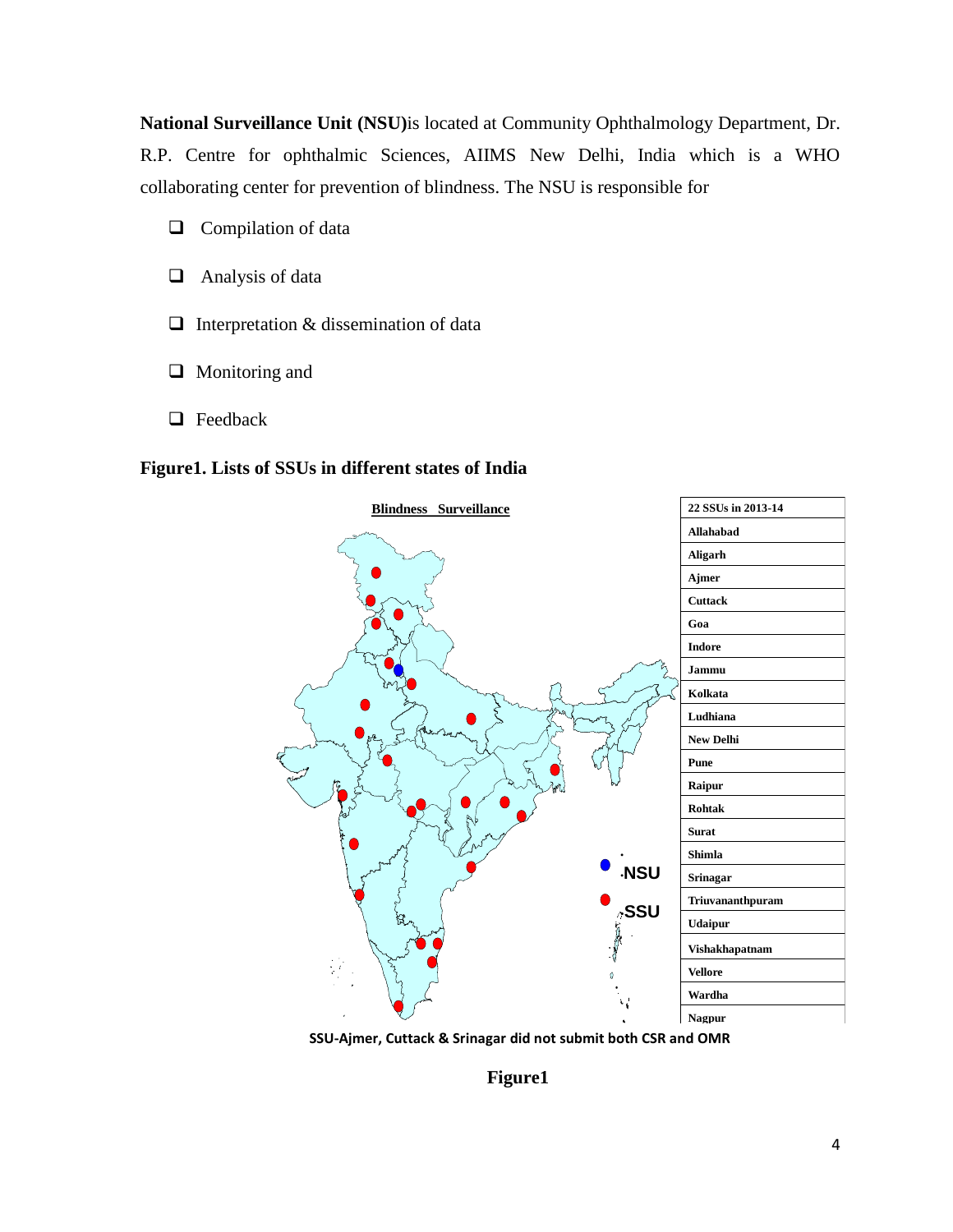**National Surveillance Unit (NSU)**is located at Community Ophthalmology Department, Dr. R.P. Centre for ophthalmic Sciences, AIIMS New Delhi, India which is a WHO collaborating center for prevention of blindness. The NSU is responsible for

- ❑ Compilation of data
- ❑ Analysis of data
- ❑ Interpretation & dissemination of data
- ❑ Monitoring and
- ❑ Feedback

**Figure1. Lists of SSUs in different states of India**

| 22 SSUs in 2013-14 |
|---|
| Allahabad |
| Aligarh |
| Ajmer |
| Cuttack |
| Goa |
| Indore |
| Jammu |
| Kolkata |
| Ludhiana |
| New Delhi |
| Pune |
| Raipur |
| Rohtak |
| Surat |
| Shimla |
| Srinagar |
| Triuvananthpuram |
| Udaipur |
| Vishakhapatnam |
| Vellore |
| Wardha |
| Nagpur |

**SSU-Ajmer, Cuttack & Srinagar did not submit both CSR and OMR**

**Figure1**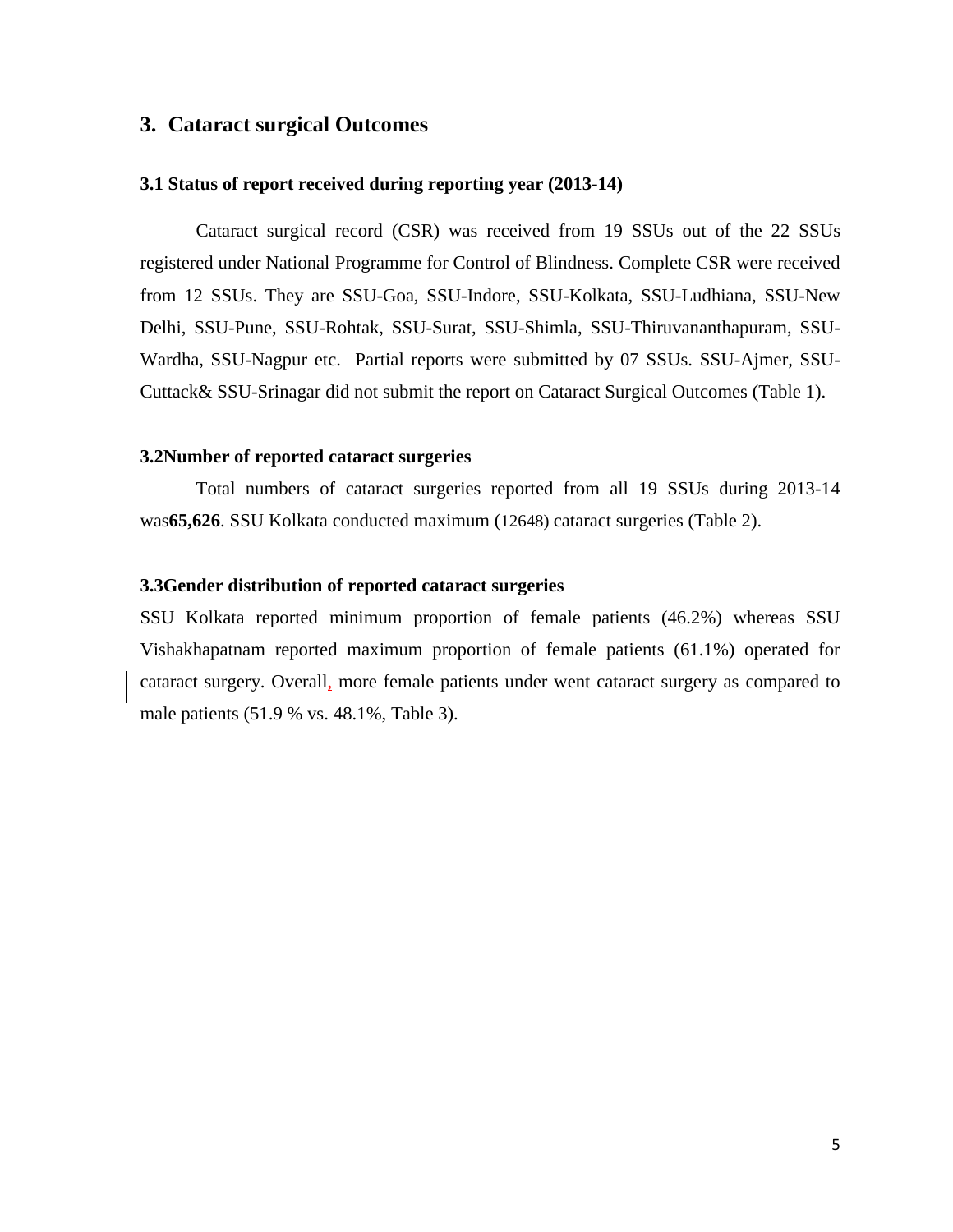## 3. Cataract surgical Outcomes

### 3.1 Status of report received during reporting year (2013-14)

Cataract surgical record (CSR) was received from 19 SSUs out of the 22 SSUs registered under National Programme for Control of Blindness. Complete CSR were received from 12 SSUs. They are SSU-Goa, SSU-Indore, SSU-Kolkata, SSU-Ludhiana, SSU-New Delhi, SSU-Pune, SSU-Rohtak, SSU-Surat, SSU-Shimla, SSU-Thiruvananthapuram, SSU-Wardha, SSU-Nagpur etc. Partial reports were submitted by 07 SSUs. SSU-Ajmer, SSU-Cuttack& SSU-Srinagar did not submit the report on Cataract Surgical Outcomes (Table 1).

### 3.2Number of reported cataract surgeries

Total numbers of cataract surgeries reported from all 19 SSUs during 2013-14 was**65,626**. SSU Kolkata conducted maximum (12648) cataract surgeries (Table 2).

### 3.3Gender distribution of reported cataract surgeries

SSU Kolkata reported minimum proportion of female patients (46.2%) whereas SSU Vishakhapatnam reported maximum proportion of female patients (61.1%) operated for cataract surgery. Overall, more female patients under went cataract surgery as compared to male patients (51.9 % vs. 48.1%, Table 3).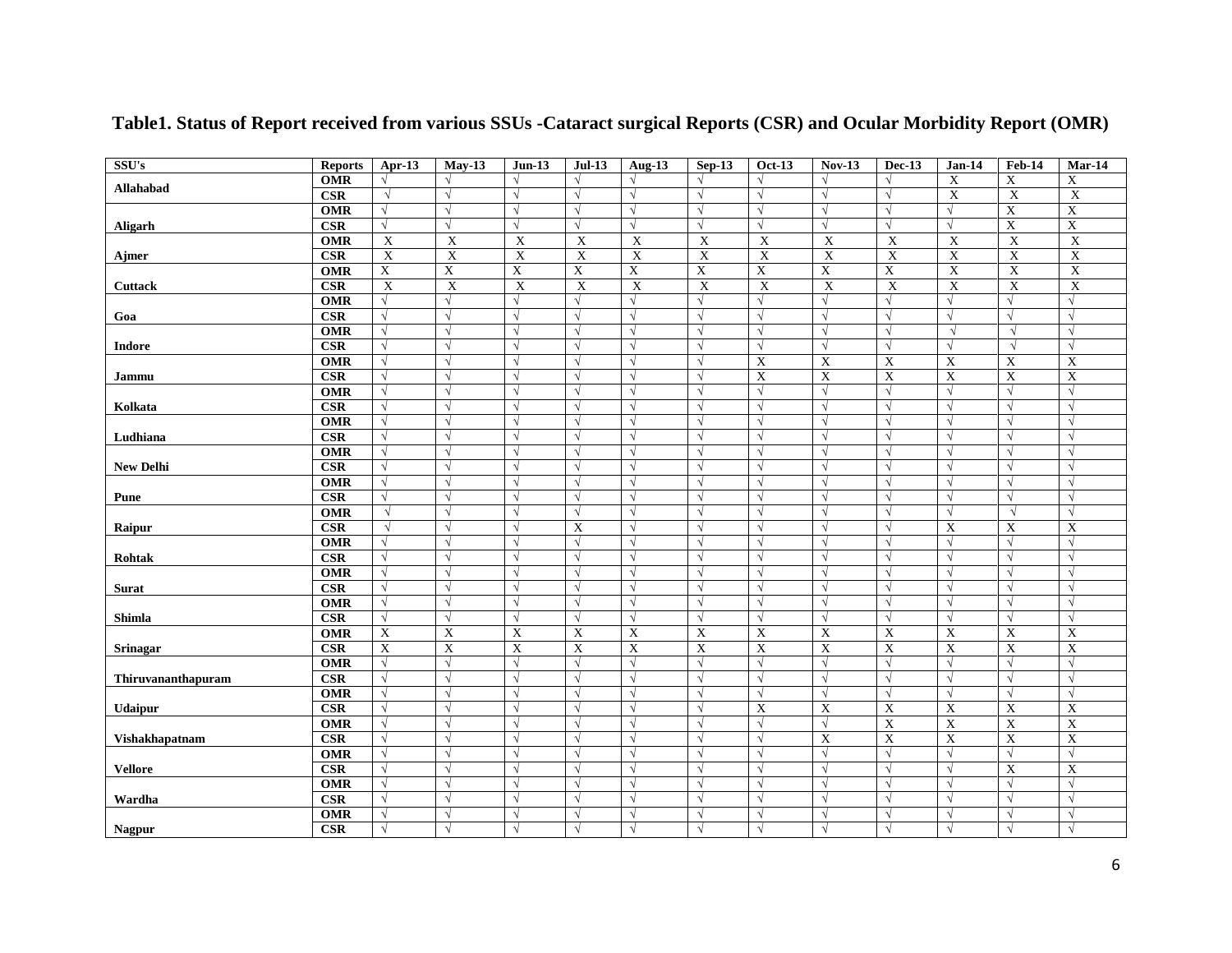## Table1. Status of Report received from various SSUs -Cataract surgical Reports (CSR) and Ocular Morbidity Report (OMR)

| SSU's | Reports | Apr-13 | May-13 | Jun-13 | Jul-13 | Aug-13 | Sep-13 | Oct-13 | Nov-13 | Dec-13 | Jan-14 | Feb-14 | Mar-14 |
|---|---|---|---|---|---|---|---|---|---|---|---|---|---|
| Allahabad | OMR | √ | √ | √ | √ | √ | √ | √ | √ | √ | X | X | X |
| | CSR | √ | √ | √ | √ | √ | √ | √ | √ | √ | X | X | X |
| Aligarh | OMR | √ | √ | √ | √ | √ | √ | √ | √ | √ | √ | X | X |
| | CSR | √ | √ | √ | √ | √ | √ | √ | √ | √ | √ | X | X |
| Ajmer | OMR | X | X | X | X | X | X | X | X | X | X | X | X |
| | CSR | X | X | X | X | X | X | X | X | X | X | X | X |
| Cuttack | OMR | X | X | X | X | X | X | X | X | X | X | X | X |
| | CSR | X | X | X | X | X | X | X | X | X | X | X | X |
| Goa | OMR | √ | √ | √ | √ | √ | √ | √ | √ | √ | √ | √ | √ |
| | CSR | √ | √ | √ | √ | √ | √ | √ | √ | √ | √ | √ | √ |
| Indore | OMR | √ | √ | √ | √ | √ | √ | √ | √ | √ | √ | √ | √ |
| | CSR | √ | √ | √ | √ | √ | √ | √ | √ | √ | √ | √ | √ |
| Jammu | OMR | √ | √ | √ | √ | √ | √ | X | X | X | X | X | X |
| | CSR | √ | √ | √ | √ | √ | √ | X | X | X | X | X | X |
| Kolkata | OMR | √ | √ | √ | √ | √ | √ | √ | √ | √ | √ | √ | √ |
| | CSR | √ | √ | √ | √ | √ | √ | √ | √ | √ | √ | √ | √ |
| Ludhiana | OMR | √ | √ | √ | √ | √ | √ | √ | √ | √ | √ | √ | √ |
| | CSR | √ | √ | √ | √ | √ | √ | √ | √ | √ | √ | √ | √ |
| New Delhi | OMR | √ | √ | √ | √ | √ | √ | √ | √ | √ | √ | √ | √ |
| | CSR | √ | √ | √ | √ | √ | √ | √ | √ | √ | √ | √ | √ |
| Pune | OMR | √ | √ | √ | √ | √ | √ | √ | √ | √ | √ | √ | √ |
| | CSR | √ | √ | √ | √ | √ | √ | √ | √ | √ | √ | √ | √ |
| Raipur | OMR | √ | √ | √ | √ | √ | √ | √ | √ | √ | √ | √ | √ |
| | CSR | √ | √ | √ | X | √ | √ | √ | √ | √ | X | X | X |
| Rohtak | OMR | √ | √ | √ | √ | √ | √ | √ | √ | √ | √ | √ | √ |
| | CSR | √ | √ | √ | √ | √ | √ | √ | √ | √ | √ | √ | √ |
| Surat | OMR | √ | √ | √ | √ | √ | √ | √ | √ | √ | √ | √ | √ |
| | CSR | √ | √ | √ | √ | √ | √ | √ | √ | √ | √ | √ | √ |
| Shimla | OMR | √ | √ | √ | √ | √ | √ | √ | √ | √ | √ | √ | √ |
| | CSR | √ | √ | √ | √ | √ | √ | √ | √ | √ | √ | √ | √ |
| Srinagar | OMR | X | X | X | X | X | X | X | X | X | X | X | X |
| | CSR | X | X | X | X | X | X | X | X | X | X | X | X |
| Thiruvananthapuram | OMR | √ | √ | √ | √ | √ | √ | √ | √ | √ | √ | √ | √ |
| | CSR | √ | √ | √ | √ | √ | √ | √ | √ | √ | √ | √ | √ |
| Udaipur | OMR | √ | √ | √ | √ | √ | √ | √ | √ | √ | √ | √ | √ |
| | CSR | √ | √ | √ | √ | √ | √ | X | X | X | X | X | X |
| Vishakhapatnam | OMR | √ | √ | √ | √ | √ | √ | √ | √ | X | X | X | X |
| | CSR | √ | √ | √ | √ | √ | √ | √ | X | X | X | X | X |
| Vellore | OMR | √ | √ | √ | √ | √ | √ | √ | √ | √ | √ | √ | √ |
| | CSR | √ | √ | √ | √ | √ | √ | √ | √ | √ | √ | X | X |
| Wardha | OMR | √ | √ | √ | √ | √ | √ | √ | √ | √ | √ | √ | √ |
| | CSR | √ | √ | √ | √ | √ | √ | √ | √ | √ | √ | √ | √ |
| Nagpur | OMR | √ | √ | √ | √ | √ | √ | √ | √ | √ | √ | √ | √ |
| | CSR | √ | √ | √ | √ | √ | √ | √ | √ | √ | √ | √ | √ |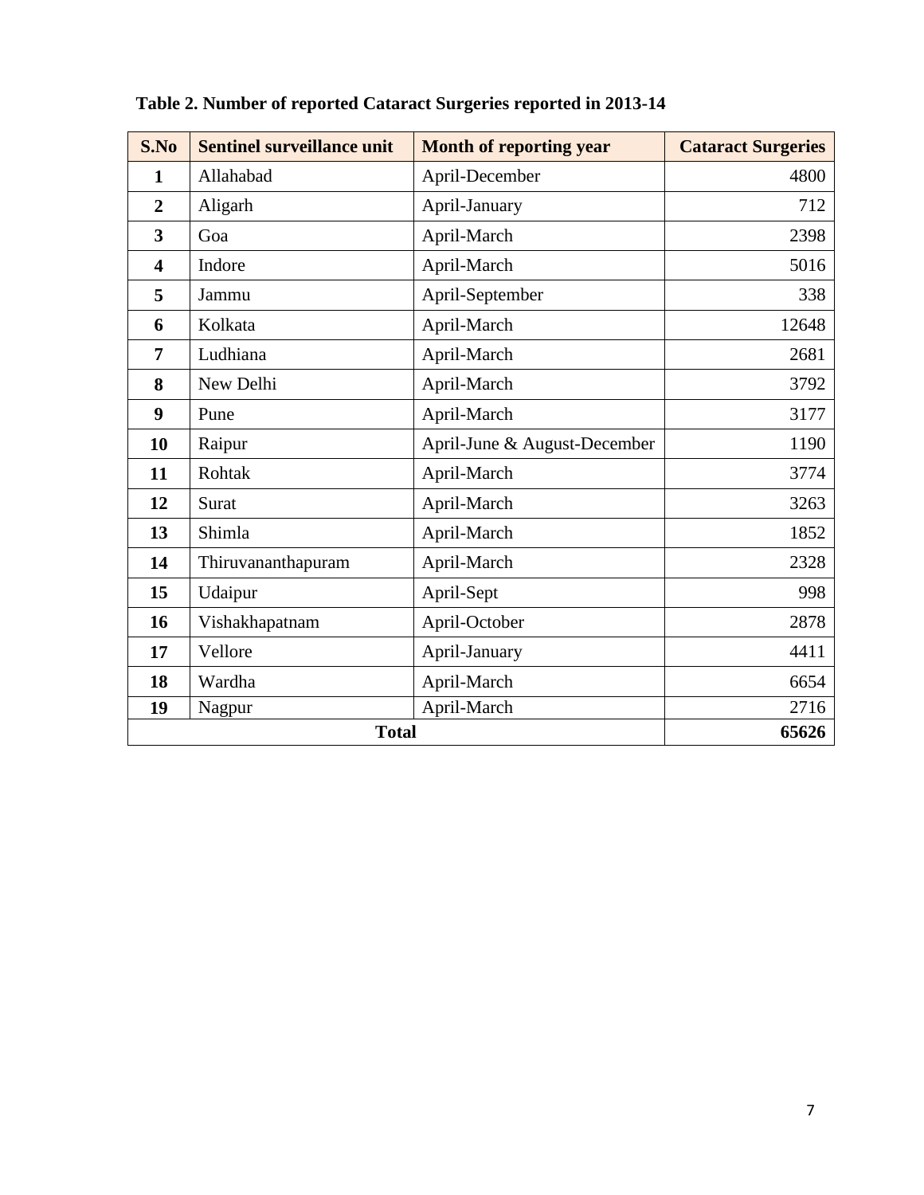**Table 2. Number of reported Cataract Surgeries reported in 2013-14**

| S.No | Sentinel surveillance unit | Month of reporting year | Cataract Surgeries |
|---|---|---|---|
| **1** | Allahabad | April-December | 4800 |
| **2** | Aligarh | April-January | 712 |
| **3** | Goa | April-March | 2398 |
| **4** | Indore | April-March | 5016 |
| **5** | Jammu | April-September | 338 |
| **6** | Kolkata | April-March | 12648 |
| **7** | Ludhiana | April-March | 2681 |
| **8** | New Delhi | April-March | 3792 |
| **9** | Pune | April-March | 3177 |
| **10** | Raipur | April-June & August-December | 1190 |
| **11** | Rohtak | April-March | 3774 |
| **12** | Surat | April-March | 3263 |
| **13** | Shimla | April-March | 1852 |
| **14** | Thiruvananthapuram | April-March | 2328 |
| **15** | Udaipur | April-Sept | 998 |
| **16** | Vishakhapatnam | April-October | 2878 |
| **17** | Vellore | April-January | 4411 |
| **18** | Wardha | April-March | 6654 |
| **19** | Nagpur | April-March | 2716 |
| **Total** | | | **65626** |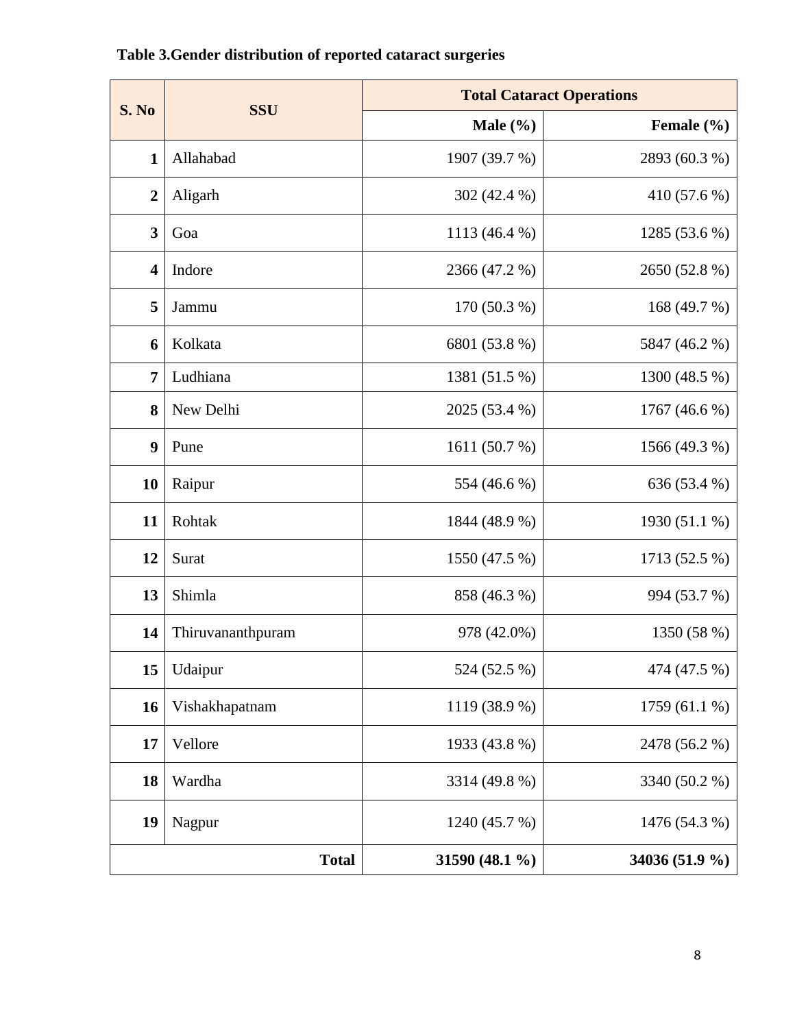**Table 3.Gender distribution of reported cataract surgeries**

| S. No | SSU | Total Cataract Operations | |
|---|---|---|---|
| | | Male (%) | Female (%) |
| 1 | Allahabad | 1907 (39.7 %) | 2893 (60.3 %) |
| 2 | Aligarh | 302 (42.4 %) | 410 (57.6 %) |
| 3 | Goa | 1113 (46.4 %) | 1285 (53.6 %) |
| 4 | Indore | 2366 (47.2 %) | 2650 (52.8 %) |
| 5 | Jammu | 170 (50.3 %) | 168 (49.7 %) |
| 6 | Kolkata | 6801 (53.8 %) | 5847 (46.2 %) |
| 7 | Ludhiana | 1381 (51.5 %) | 1300 (48.5 %) |
| 8 | New Delhi | 2025 (53.4 %) | 1767 (46.6 %) |
| 9 | Pune | 1611 (50.7 %) | 1566 (49.3 %) |
| 10 | Raipur | 554 (46.6 %) | 636 (53.4 %) |
| 11 | Rohtak | 1844 (48.9 %) | 1930 (51.1 %) |
| 12 | Surat | 1550 (47.5 %) | 1713 (52.5 %) |
| 13 | Shimla | 858 (46.3 %) | 994 (53.7 %) |
| 14 | Thiruvananthpuram | 978 (42.0%) | 1350 (58 %) |
| 15 | Udaipur | 524 (52.5 %) | 474 (47.5 %) |
| 16 | Vishakhapatnam | 1119 (38.9 %) | 1759 (61.1 %) |
| 17 | Vellore | 1933 (43.8 %) | 2478 (56.2 %) |
| 18 | Wardha | 3314 (49.8 %) | 3340 (50.2 %) |
| 19 | Nagpur | 1240 (45.7 %) | 1476 (54.3 %) |
| | **Total** | **31590 (48.1 %)** | **34036 (51.9 %)** |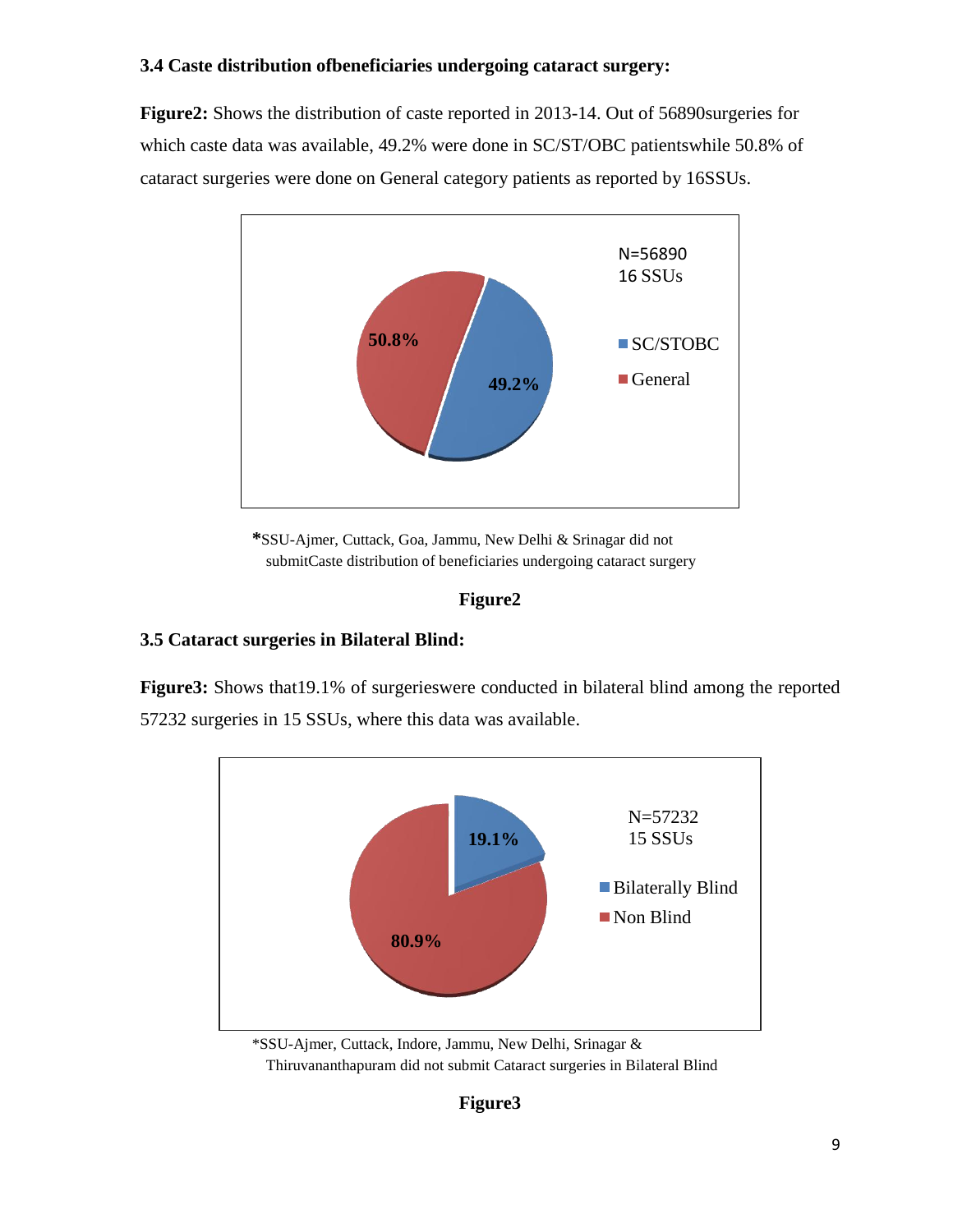### 3.4 Caste distribution ofbeneficiaries undergoing cataract surgery:

**Figure2:** Shows the distribution of caste reported in 2013-14. Out of 56890surgeries for which caste data was available, 49.2% were done in SC/ST/OBC patientswhile 50.8% of cataract surgeries were done on General category patients as reported by 16SSUs.

*SSU-Ajmer, Cuttack, Goa, Jammu, New Delhi & Srinagar did not submitCaste distribution of beneficiaries undergoing cataract surgery

**Figure2**

### 3.5 Cataract surgeries in Bilateral Blind:

**Figure3:** Shows that19.1% of surgerieswere conducted in bilateral blind among the reported 57232 surgeries in 15 SSUs, where this data was available.

*SSU-Ajmer, Cuttack, Indore, Jammu, New Delhi, Srinagar & Thiruvananthapuram did not submit Cataract surgeries in Bilateral Blind

**Figure3**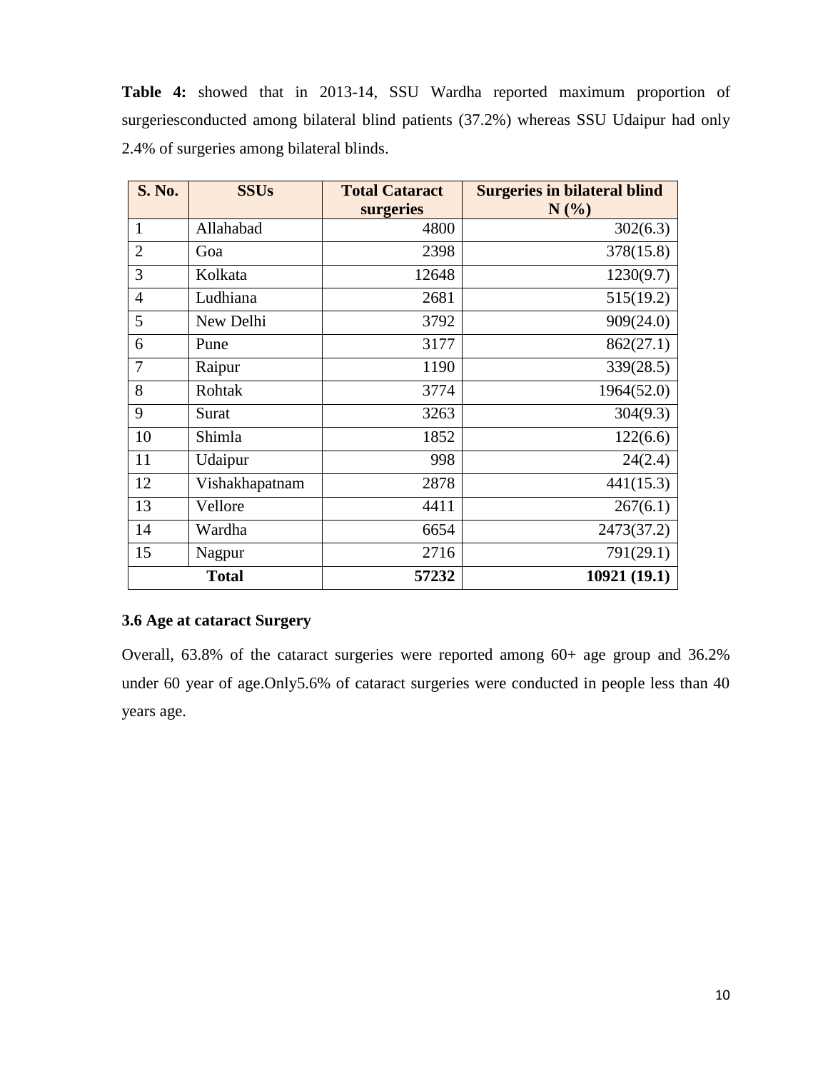**Table 4:** showed that in 2013-14, SSU Wardha reported maximum proportion of surgeriesconducted among bilateral blind patients (37.2%) whereas SSU Udaipur had only 2.4% of surgeries among bilateral blinds.

| S. No. | SSUs | Total Cataract surgeries | Surgeries in bilateral blind N (%) |
|---|---|---|---|
| 1 | Allahabad | 4800 | 302(6.3) |
| 2 | Goa | 2398 | 378(15.8) |
| 3 | Kolkata | 12648 | 1230(9.7) |
| 4 | Ludhiana | 2681 | 515(19.2) |
| 5 | New Delhi | 3792 | 909(24.0) |
| 6 | Pune | 3177 | 862(27.1) |
| 7 | Raipur | 1190 | 339(28.5) |
| 8 | Rohtak | 3774 | 1964(52.0) |
| 9 | Surat | 3263 | 304(9.3) |
| 10 | Shimla | 1852 | 122(6.6) |
| 11 | Udaipur | 998 | 24(2.4) |
| 12 | Vishakhapatnam | 2878 | 441(15.3) |
| 13 | Vellore | 4411 | 267(6.1) |
| 14 | Wardha | 6654 | 2473(37.2) |
| 15 | Nagpur | 2716 | 791(29.1) |
| **Total** | | **57232** | **10921 (19.1)** |

### 3.6 Age at cataract Surgery

Overall, 63.8% of the cataract surgeries were reported among 60+ age group and 36.2% under 60 year of age.Only5.6% of cataract surgeries were conducted in people less than 40 years age.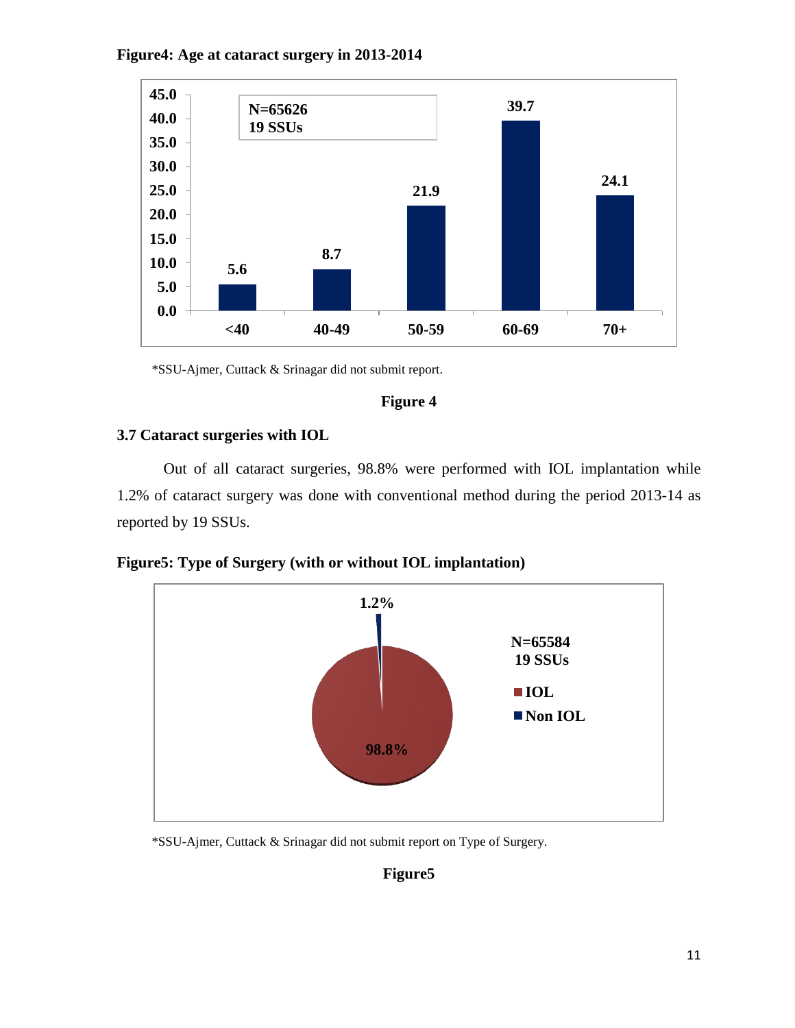**Figure4: Age at cataract surgery in 2013-2014**

| Age group | <40 | 40-49 | 50-59 | 60-69 | 70+ |
|---|---|---|---|---|---|
| % | 5.6 | 8.7 | 21.9 | 39.7 | 24.1 |

N=65626
19 SSUs

*SSU-Ajmer, Cuttack & Srinagar did not submit report.

**Figure 4**

### 3.7 Cataract surgeries with IOL

Out of all cataract surgeries, 98.8% were performed with IOL implantation while 1.2% of cataract surgery was done with conventional method during the period 2013-14 as reported by 19 SSUs.

**Figure5: Type of Surgery (with or without IOL implantation)**

N=65584
19 SSUs

| Type | % |
|---|---|
| IOL | 98.8% |
| Non IOL | 1.2% |

*SSU-Ajmer, Cuttack & Srinagar did not submit report on Type of Surgery.

**Figure5**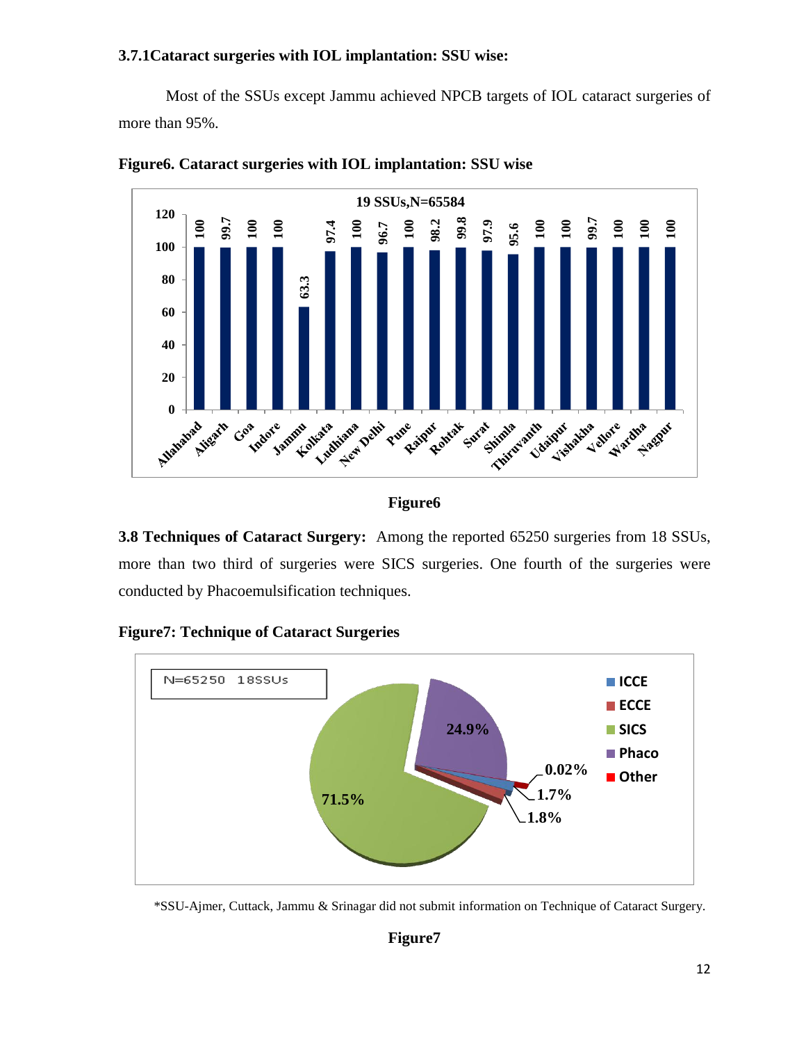### 3.7.1Cataract surgeries with IOL implantation: SSU wise:

Most of the SSUs except Jammu achieved NPCB targets of IOL cataract surgeries of more than 95%.

**Figure6. Cataract surgeries with IOL implantation: SSU wise**

19 SSUs,N=65584

| SSU | % |
|---|---|
| Allahabad | 100 |
| Aligarh | 99.7 |
| Goa | 100 |
| Indore | 100 |
| Jammu | 63.3 |
| Kolkata | 97.4 |
| Ludhiana | 100 |
| New Delhi | 96.7 |
| Pune | 100 |
| Raipur | 98.2 |
| Rohtak | 99.8 |
| Surat | 97.9 |
| Shimla | 95.6 |
| Thiruvanth | 100 |
| Udaipur | 100 |
| Vishakha | 99.7 |
| Vellore | 100 |
| Wardha | 100 |
| Nagpur | 100 |

**Figure6**

**3.8 Techniques of Cataract Surgery:** Among the reported 65250 surgeries from 18 SSUs, more than two third of surgeries were SICS surgeries. One fourth of the surgeries were conducted by Phacoemulsification techniques.

**Figure7: Technique of Cataract Surgeries**

N=65250 18SSUs

| Technique | % |
|---|---|
| ICCE | 1.7% |
| ECCE | 1.8% |
| SICS | 71.5% |
| Phaco | 24.9% |
| Other | 0.02% |

*SSU-Ajmer, Cuttack, Jammu & Srinagar did not submit information on Technique of Cataract Surgery.

**Figure7**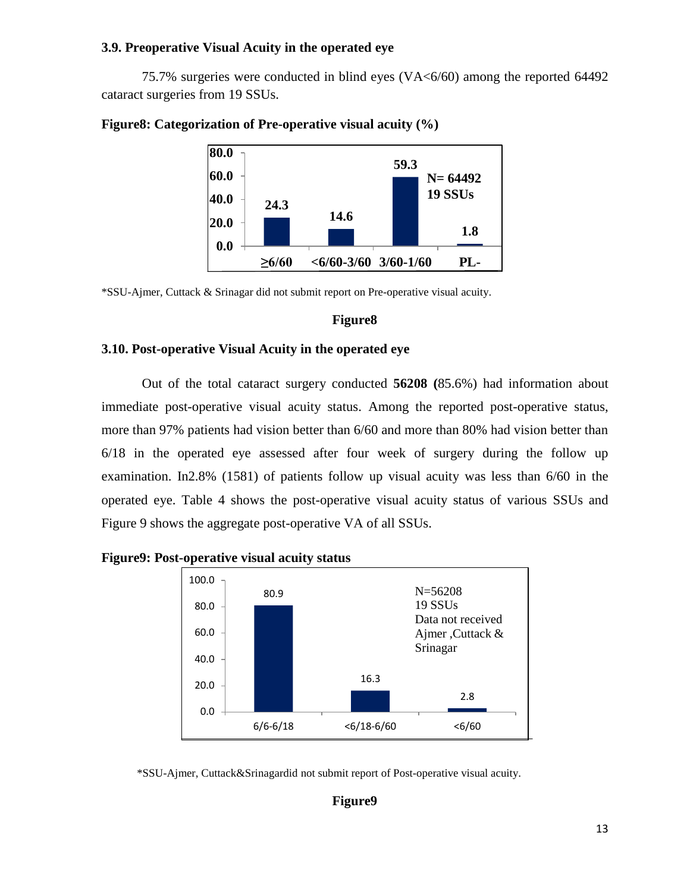### 3.9. Preoperative Visual Acuity in the operated eye

75.7% surgeries were conducted in blind eyes (VA<6/60) among the reported 64492 cataract surgeries from 19 SSUs.

**Figure8: Categorization of Pre-operative visual acuity (%)**

| ≥6/60 | <6/60-3/60 | 3/60-1/60 | PL- |
|---|---|---|---|
| 24.3 | 14.6 | 59.3 | 1.8 |

N= 64492
19 SSUs

*SSU-Ajmer, Cuttack & Srinagar did not submit report on Pre-operative visual acuity.

**Figure8**

### 3.10. Post-operative Visual Acuity in the operated eye

Out of the total cataract surgery conducted **56208 (**85.6%) had information about immediate post-operative visual acuity status. Among the reported post-operative status, more than 97% patients had vision better than 6/60 and more than 80% had vision better than 6/18 in the operated eye assessed after four week of surgery during the follow up examination. In2.8% (1581) of patients follow up visual acuity was less than 6/60 in the operated eye. Table 4 shows the post-operative visual acuity status of various SSUs and Figure 9 shows the aggregate post-operative VA of all SSUs.

**Figure9: Post-operative visual acuity status**

| 6/6-6/18 | <6/18-6/60 | <6/60 |
|---|---|---|
| 80.9 | 16.3 | 2.8 |

N=56208
19 SSUs
Data not received Ajmer ,Cuttack & Srinagar

*SSU-Ajmer, Cuttack&Srinagardid not submit report of Post-operative visual acuity.

**Figure9**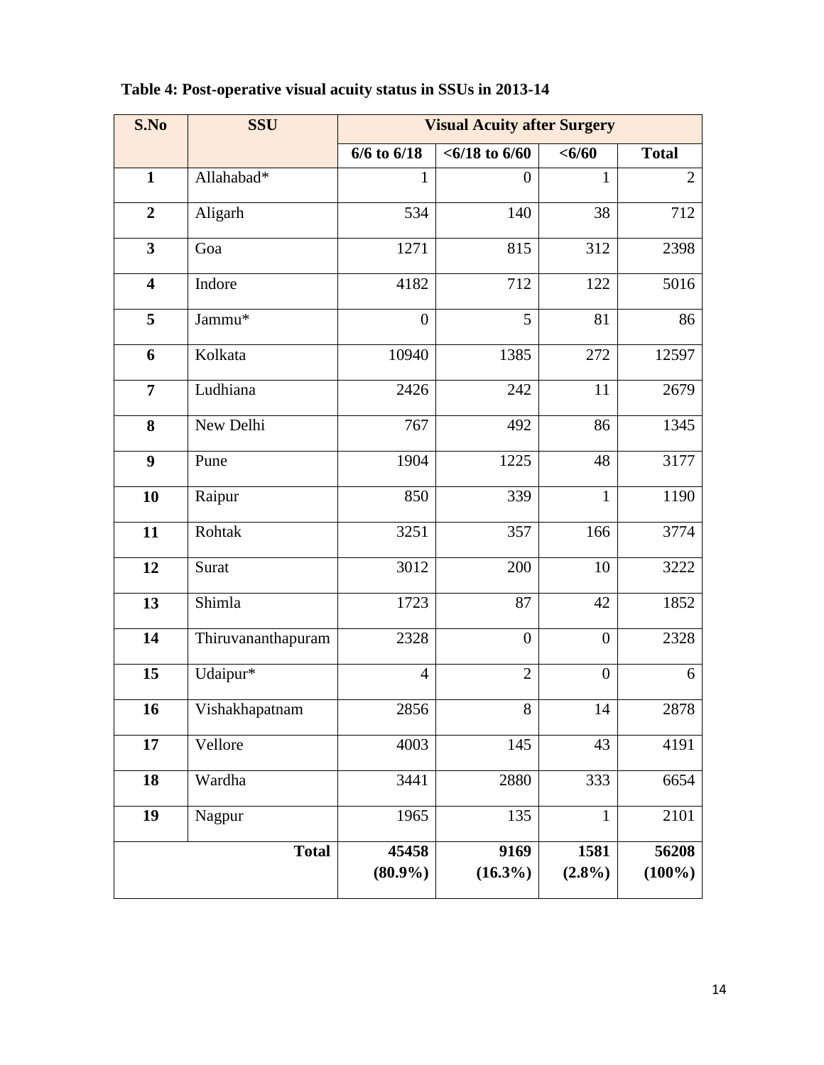**Table 4: Post-operative visual acuity status in SSUs in 2013-14**

| S.No | SSU | Visual Acuity after Surgery | | | |
|---|---|---|---|---|---|
| | | 6/6 to 6/18 | <6/18 to 6/60 | <6/60 | Total |
| **1** | Allahabad* | 1 | 0 | 1 | 2 |
| **2** | Aligarh | 534 | 140 | 38 | 712 |
| **3** | Goa | 1271 | 815 | 312 | 2398 |
| **4** | Indore | 4182 | 712 | 122 | 5016 |
| **5** | Jammu* | 0 | 5 | 81 | 86 |
| **6** | Kolkata | 10940 | 1385 | 272 | 12597 |
| **7** | Ludhiana | 2426 | 242 | 11 | 2679 |
| **8** | New Delhi | 767 | 492 | 86 | 1345 |
| **9** | Pune | 1904 | 1225 | 48 | 3177 |
| **10** | Raipur | 850 | 339 | 1 | 1190 |
| **11** | Rohtak | 3251 | 357 | 166 | 3774 |
| **12** | Surat | 3012 | 200 | 10 | 3222 |
| **13** | Shimla | 1723 | 87 | 42 | 1852 |
| **14** | Thiruvananthapuram | 2328 | 0 | 0 | 2328 |
| **15** | Udaipur* | 4 | 2 | 0 | 6 |
| **16** | Vishakhapatnam | 2856 | 8 | 14 | 2878 |
| **17** | Vellore | 4003 | 145 | 43 | 4191 |
| **18** | Wardha | 3441 | 2880 | 333 | 6654 |
| **19** | Nagpur | 1965 | 135 | 1 | 2101 |
| **Total** | | **45458 (80.9%)** | **9169 (16.3%)** | **1581 (2.8%)** | **56208 (100%)** |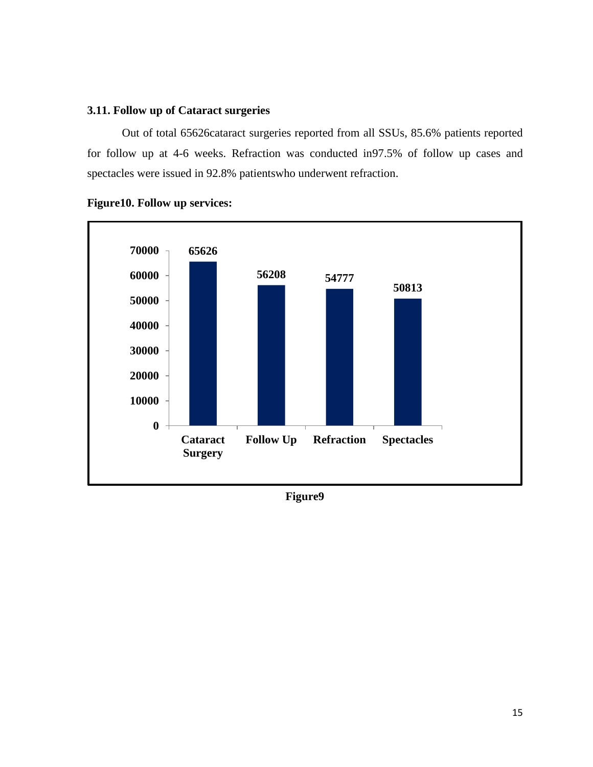### 3.11. Follow up of Cataract surgeries

Out of total 65626cataract surgeries reported from all SSUs, 85.6% patients reported for follow up at 4-6 weeks. Refraction was conducted in97.5% of follow up cases and spectacles were issued in 92.8% patientswho underwent refraction.

**Figure10. Follow up services:**

| Cataract Surgery | Follow Up | Refraction | Spectacles |
|---|---|---|---|
| 65626 | 56208 | 54777 | 50813 |

**Figure9**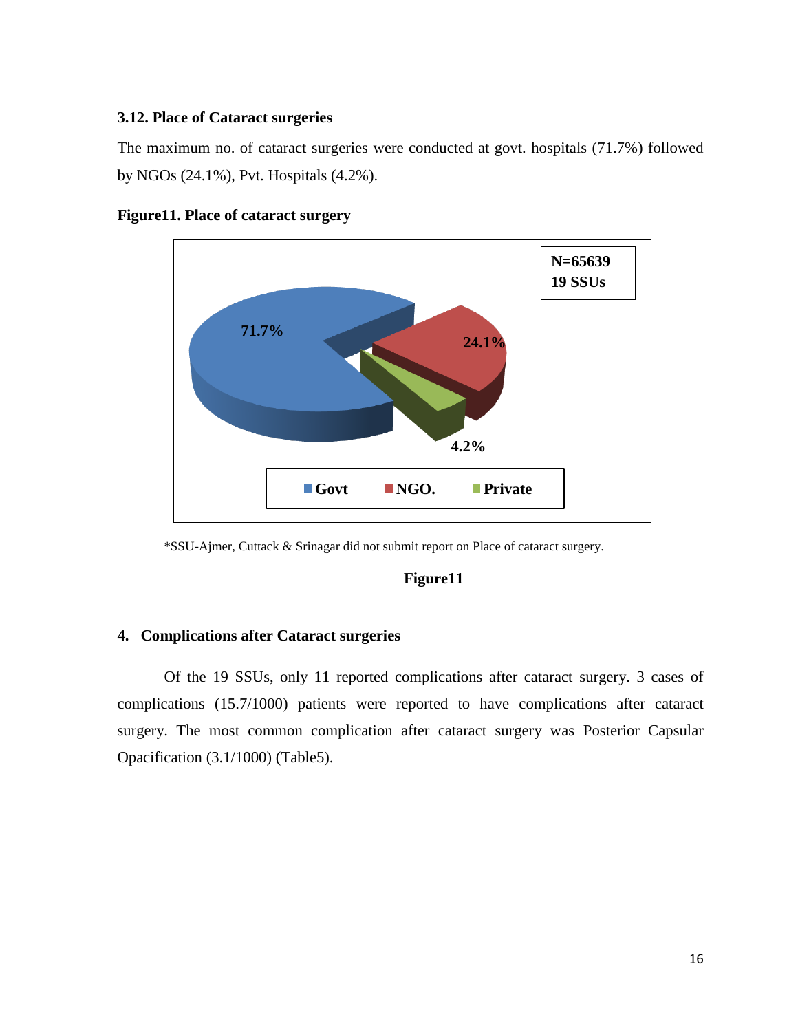### 3.12. Place of Cataract surgeries

The maximum no. of cataract surgeries were conducted at govt. hospitals (71.7%) followed by NGOs (24.1%), Pvt. Hospitals (4.2%).

**Figure11. Place of cataract surgery**

N=65639
19 SSUs

71.7%
24.1%
4.2%

Govt NGO. Private

*SSU-Ajmer, Cuttack & Srinagar did not submit report on Place of cataract surgery.

**Figure11**

## 4. Complications after Cataract surgeries

Of the 19 SSUs, only 11 reported complications after cataract surgery. 3 cases of complications (15.7/1000) patients were reported to have complications after cataract surgery. The most common complication after cataract surgery was Posterior Capsular Opacification (3.1/1000) (Table5).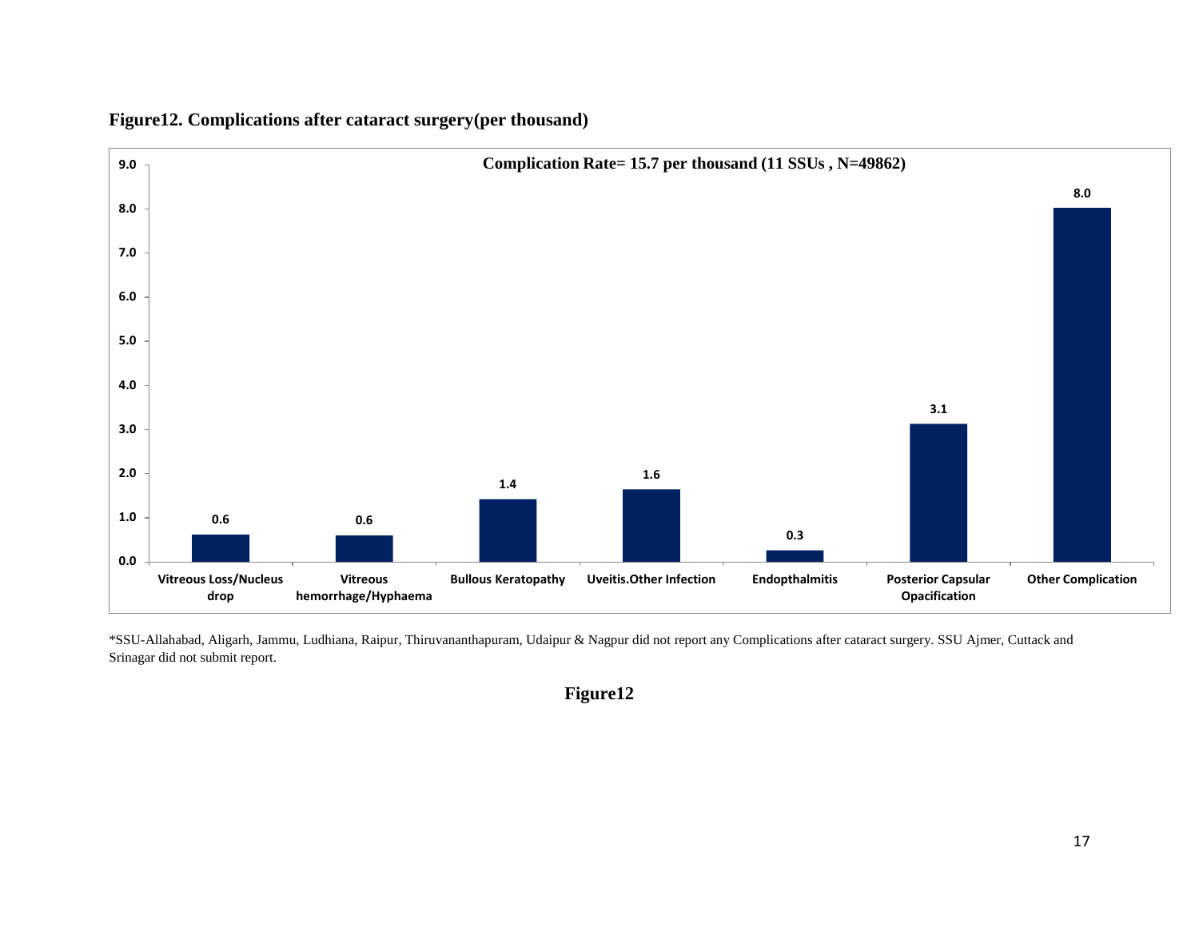**Figure12. Complications after cataract surgery(per thousand)**

**Complication Rate= 15.7 per thousand (11 SSUs , N=49862)**

| Complication | Rate (per thousand) |
|---|---|
| Vitreous Loss/Nucleus drop | 0.6 |
| Vitreous hemorrhage/Hyphaema | 0.6 |
| Bullous Keratopathy | 1.4 |
| Uveitis.Other Infection | 1.6 |
| Endopthalmitis | 0.3 |
| Posterior Capsular Opacification | 3.1 |
| Other Complication | 8.0 |

*SSU-Allahabad, Aligarh, Jammu, Ludhiana, Raipur, Thiruvananthapuram, Udaipur & Nagpur did not report any Complications after cataract surgery. SSU Ajmer, Cuttack and Srinagar did not submit report.

**Figure12**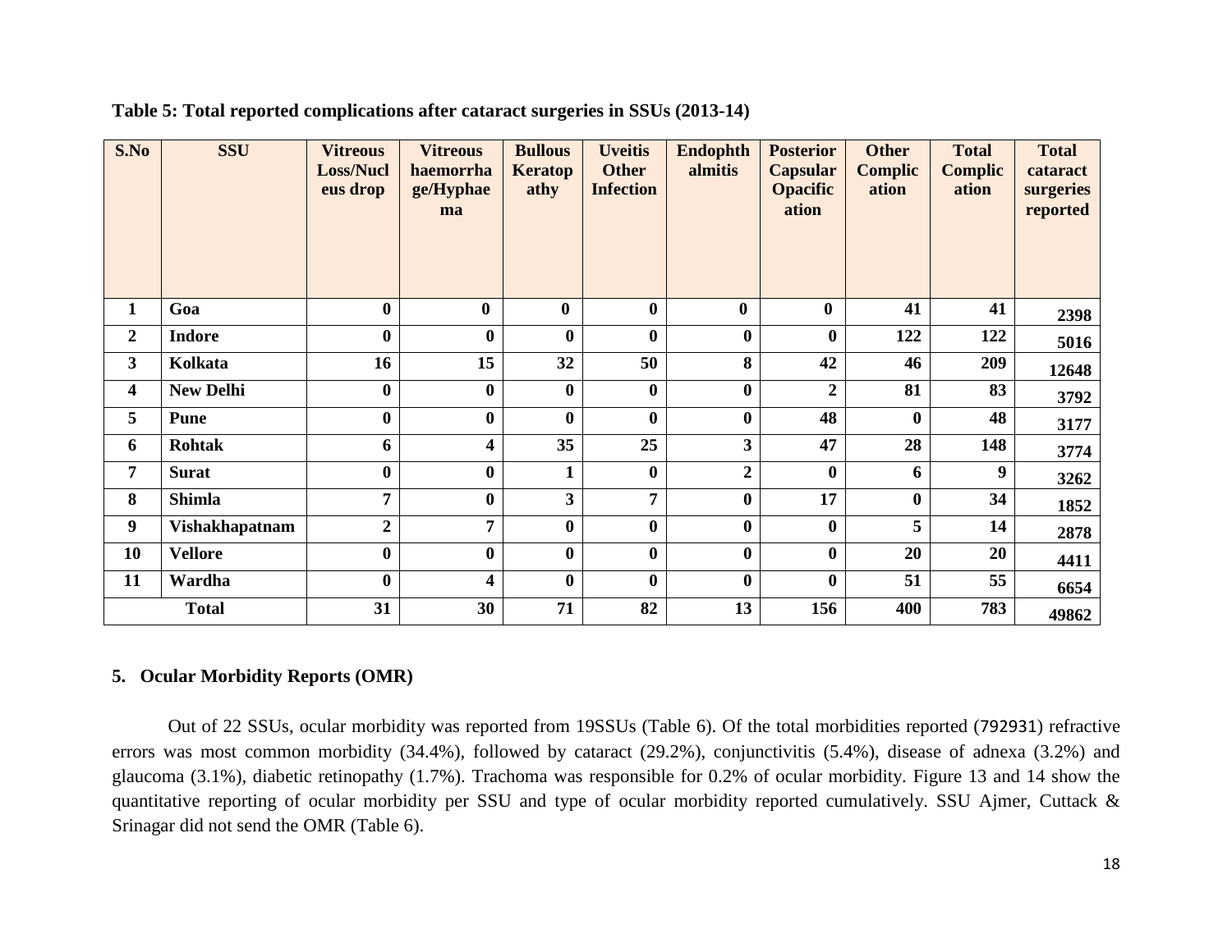**Table 5: Total reported complications after cataract surgeries in SSUs (2013-14)**

| S.No | SSU | Vitreous Loss/Nucleus drop | Vitreous haemorrhage/Hyphaema | Bullous Keratopathy | Uveitis Other Infection | Endophthalmitis | Posterior Capsular Opacification | Other Complication | Total Complication | Total cataract surgeries reported |
|---|---|---|---|---|---|---|---|---|---|---|
| 1 | Goa | 0 | 0 | 0 | 0 | 0 | 0 | 41 | 41 | 2398 |
| 2 | Indore | 0 | 0 | 0 | 0 | 0 | 0 | 122 | 122 | 5016 |
| 3 | Kolkata | 16 | 15 | 32 | 50 | 8 | 42 | 46 | 209 | 12648 |
| 4 | New Delhi | 0 | 0 | 0 | 0 | 0 | 2 | 81 | 83 | 3792 |
| 5 | Pune | 0 | 0 | 0 | 0 | 0 | 48 | 0 | 48 | 3177 |
| 6 | Rohtak | 6 | 4 | 35 | 25 | 3 | 47 | 28 | 148 | 3774 |
| 7 | Surat | 0 | 0 | 1 | 0 | 2 | 0 | 6 | 9 | 3262 |
| 8 | Shimla | 7 | 0 | 3 | 7 | 0 | 17 | 0 | 34 | 1852 |
| 9 | Vishakhapatnam | 2 | 7 | 0 | 0 | 0 | 0 | 5 | 14 | 2878 |
| 10 | Vellore | 0 | 0 | 0 | 0 | 0 | 0 | 20 | 20 | 4411 |
| 11 | Wardha | 0 | 4 | 0 | 0 | 0 | 0 | 51 | 55 | 6654 |
| Total | | 31 | 30 | 71 | 82 | 13 | 156 | 400 | 783 | 49862 |

## 5. Ocular Morbidity Reports (OMR)

Out of 22 SSUs, ocular morbidity was reported from 19SSUs (Table 6). Of the total morbidities reported (792931) refractive errors was most common morbidity (34.4%), followed by cataract (29.2%), conjunctivitis (5.4%), disease of adnexa (3.2%) and glaucoma (3.1%), diabetic retinopathy (1.7%). Trachoma was responsible for 0.2% of ocular morbidity. Figure 13 and 14 show the quantitative reporting of ocular morbidity per SSU and type of ocular morbidity reported cumulatively. SSU Ajmer, Cuttack & Srinagar did not send the OMR (Table 6).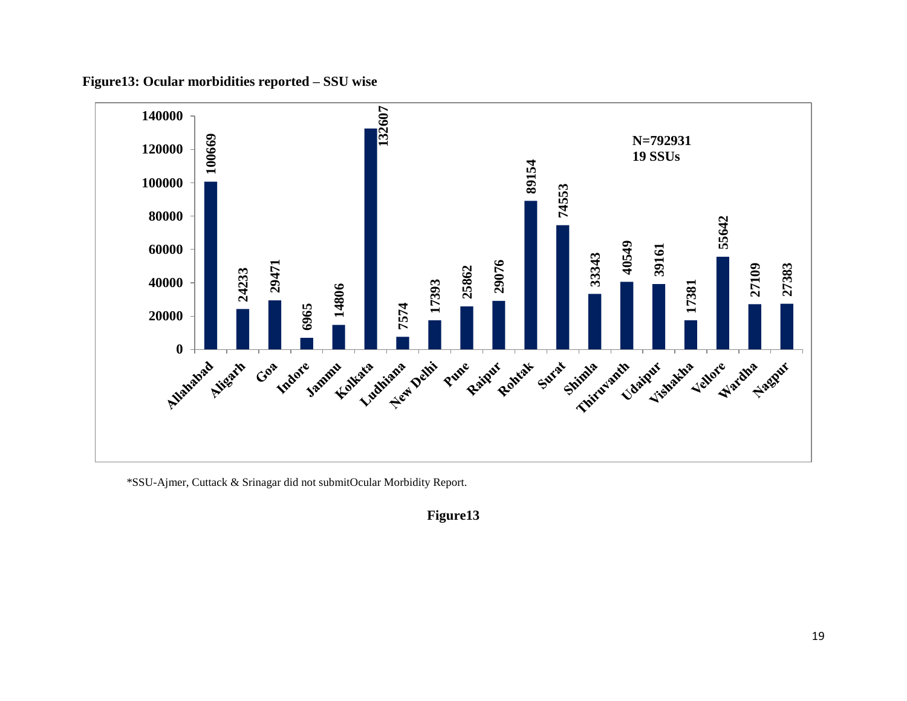**Figure13: Ocular morbidities reported – SSU wise**

| SSU | Ocular morbidities reported |
|---|---|
| Allahabad | 100669 |
| Aligarh | 24233 |
| Goa | 29471 |
| Indore | 6965 |
| Jammu | 14806 |
| Kolkata | 132607 |
| Ludhiana | 7574 |
| New Delhi | 17393 |
| Pune | 25862 |
| Raipur | 29076 |
| Rohtak | 89154 |
| Surat | 74553 |
| Shimla | 33343 |
| Thiruvanth | 40549 |
| Udaipur | 39161 |
| Vishakha | 17381 |
| Vellore | 55642 |
| Wardha | 27109 |
| Nagpur | 27383 |

N=792931
19 SSUs

*SSU-Ajmer, Cuttack & Srinagar did not submitOcular Morbidity Report.

**Figure13**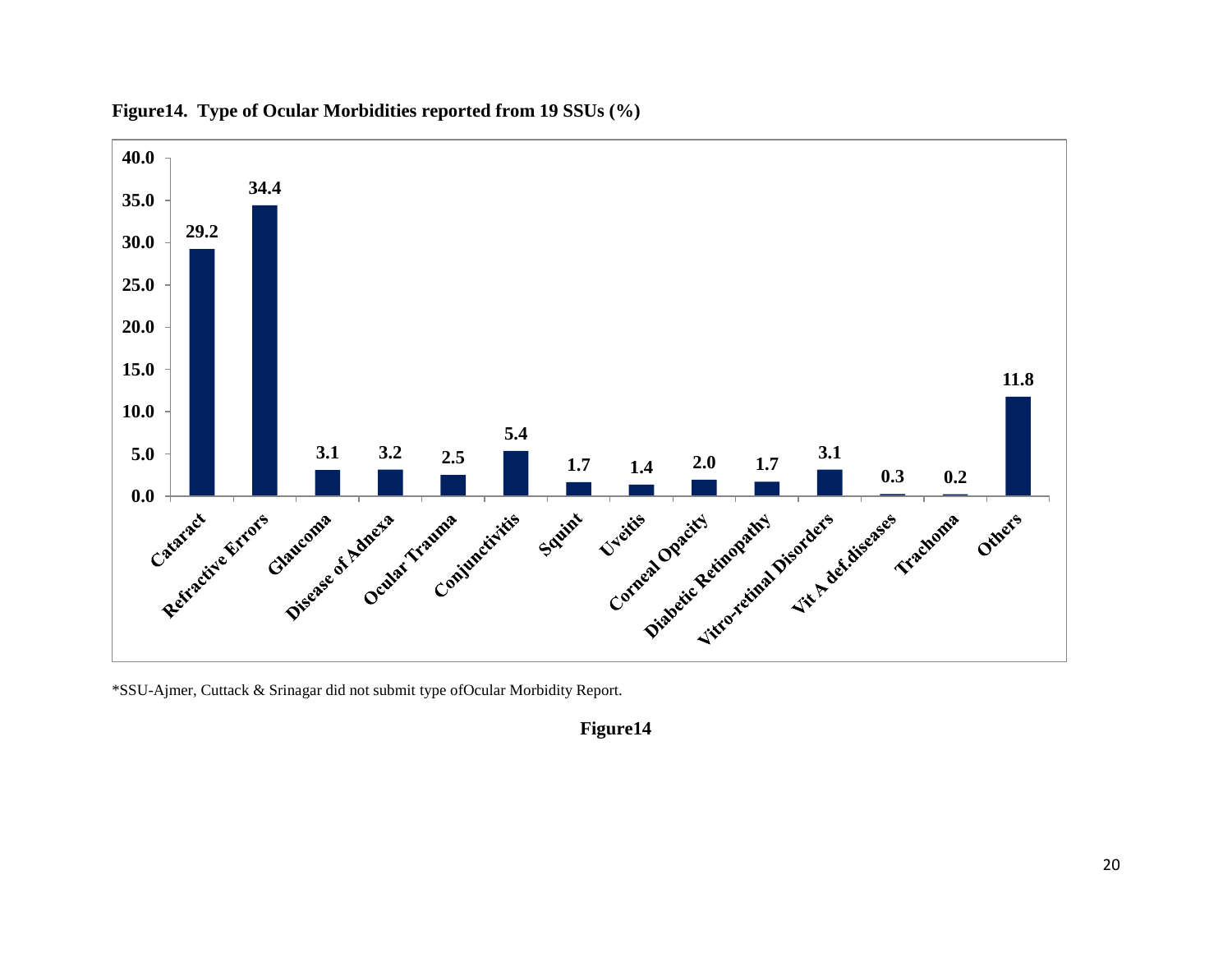**Figure14. Type of Ocular Morbidities reported from 19 SSUs (%)**

| Type of Ocular Morbidity | % |
|---|---|
| Cataract | 29.2 |
| Refractive Errors | 34.4 |
| Glaucoma | 3.1 |
| Disease of Adnexa | 3.2 |
| Ocular Trauma | 2.5 |
| Conjunctivitis | 5.4 |
| Squint | 1.7 |
| Uveitis | 1.4 |
| Corneal Opacity | 2.0 |
| Diabetic Retinopathy | 1.7 |
| Vitro-retinal Disorders | 3.1 |
| Vit A def.diseases | 0.3 |
| Trachoma | 0.2 |
| Others | 11.8 |

*SSU-Ajmer, Cuttack & Srinagar did not submit type ofOcular Morbidity Report.

**Figure14**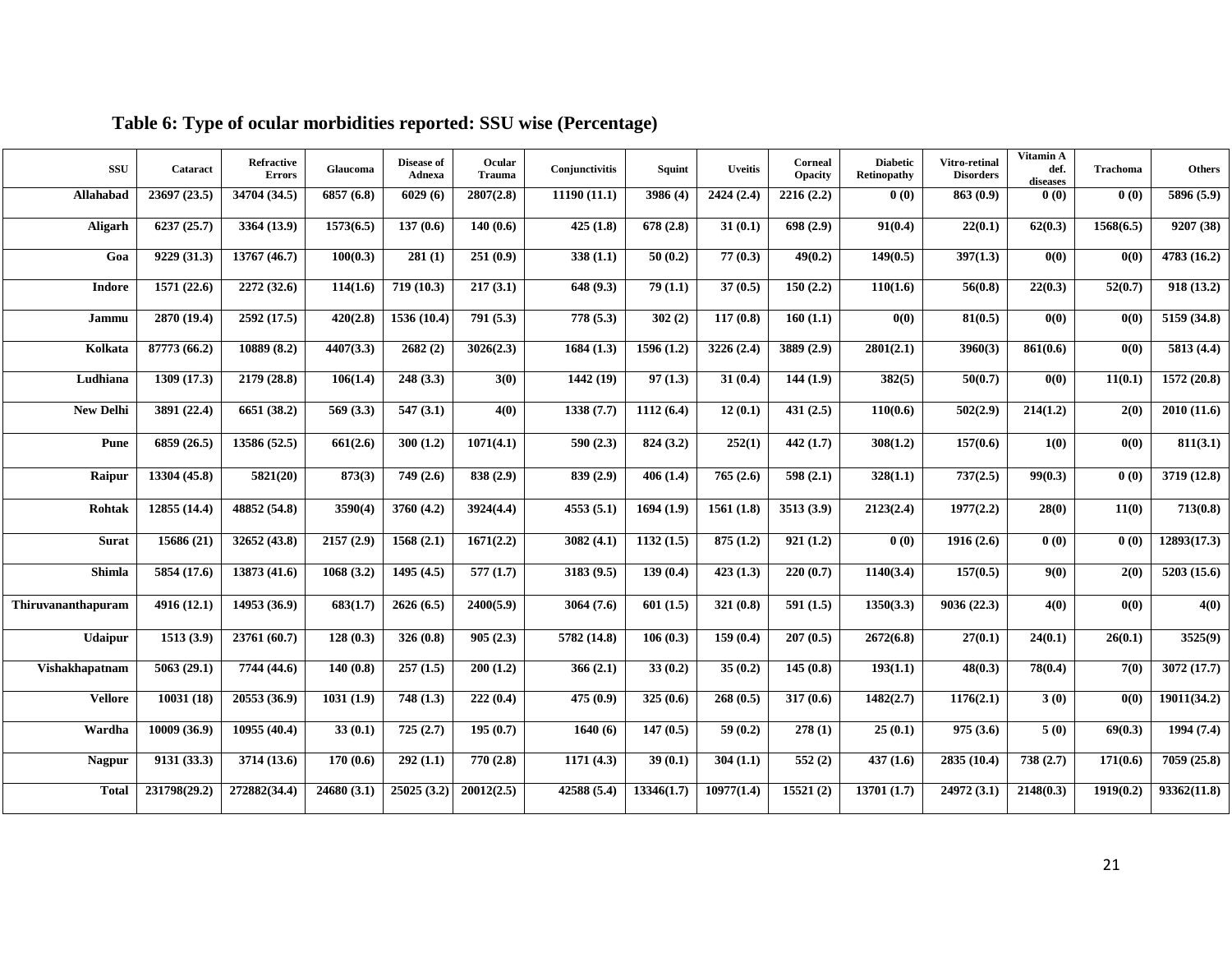## Table 6: Type of ocular morbidities reported: SSU wise (Percentage)

| SSU | Cataract | Refractive Errors | Glaucoma | Disease of Adnexa | Ocular Trauma | Conjunctivitis | Squint | Uveitis | Corneal Opacity | Diabetic Retinopathy | Vitro-retinal Disorders | Vitamin A def. diseases | Trachoma | Others |
|---|---|---|---|---|---|---|---|---|---|---|---|---|---|---|
| Allahabad | 23697 (23.5) | 34704 (34.5) | 6857 (6.8) | 6029 (6) | 2807(2.8) | 11190 (11.1) | 3986 (4) | 2424 (2.4) | 2216 (2.2) | 0 (0) | 863 (0.9) | 0 (0) | 0 (0) | 5896 (5.9) |
| Aligarh | 6237 (25.7) | 3364 (13.9) | 1573(6.5) | 137 (0.6) | 140 (0.6) | 425 (1.8) | 678 (2.8) | 31 (0.1) | 698 (2.9) | 91(0.4) | 22(0.1) | 62(0.3) | 1568(6.5) | 9207 (38) |
| Goa | 9229 (31.3) | 13767 (46.7) | 100(0.3) | 281 (1) | 251 (0.9) | 338 (1.1) | 50 (0.2) | 77 (0.3) | 49(0.2) | 149(0.5) | 397(1.3) | 0(0) | 0(0) | 4783 (16.2) |
| Indore | 1571 (22.6) | 2272 (32.6) | 114(1.6) | 719 (10.3) | 217 (3.1) | 648 (9.3) | 79 (1.1) | 37 (0.5) | 150 (2.2) | 110(1.6) | 56(0.8) | 22(0.3) | 52(0.7) | 918 (13.2) |
| Jammu | 2870 (19.4) | 2592 (17.5) | 420(2.8) | 1536 (10.4) | 791 (5.3) | 778 (5.3) | 302 (2) | 117 (0.8) | 160 (1.1) | 0(0) | 81(0.5) | 0(0) | 0(0) | 5159 (34.8) |
| Kolkata | 87773 (66.2) | 10889 (8.2) | 4407(3.3) | 2682 (2) | 3026(2.3) | 1684 (1.3) | 1596 (1.2) | 3226 (2.4) | 3889 (2.9) | 2801(2.1) | 3960(3) | 861(0.6) | 0(0) | 5813 (4.4) |
| Ludhiana | 1309 (17.3) | 2179 (28.8) | 106(1.4) | 248 (3.3) | 3(0) | 1442 (19) | 97 (1.3) | 31 (0.4) | 144 (1.9) | 382(5) | 50(0.7) | 0(0) | 11(0.1) | 1572 (20.8) |
| New Delhi | 3891 (22.4) | 6651 (38.2) | 569 (3.3) | 547 (3.1) | 4(0) | 1338 (7.7) | 1112 (6.4) | 12 (0.1) | 431 (2.5) | 110(0.6) | 502(2.9) | 214(1.2) | 2(0) | 2010 (11.6) |
| Pune | 6859 (26.5) | 13586 (52.5) | 661(2.6) | 300 (1.2) | 1071(4.1) | 590 (2.3) | 824 (3.2) | 252(1) | 442 (1.7) | 308(1.2) | 157(0.6) | 1(0) | 0(0) | 811(3.1) |
| Raipur | 13304 (45.8) | 5821(20) | 873(3) | 749 (2.6) | 838 (2.9) | 839 (2.9) | 406 (1.4) | 765 (2.6) | 598 (2.1) | 328(1.1) | 737(2.5) | 99(0.3) | 0 (0) | 3719 (12.8) |
| Rohtak | 12855 (14.4) | 48852 (54.8) | 3590(4) | 3760 (4.2) | 3924(4.4) | 4553 (5.1) | 1694 (1.9) | 1561 (1.8) | 3513 (3.9) | 2123(2.4) | 1977(2.2) | 28(0) | 11(0) | 713(0.8) |
| Surat | 15686 (21) | 32652 (43.8) | 2157 (2.9) | 1568 (2.1) | 1671(2.2) | 3082 (4.1) | 1132 (1.5) | 875 (1.2) | 921 (1.2) | 0 (0) | 1916 (2.6) | 0 (0) | 0 (0) | 12893(17.3) |
| Shimla | 5854 (17.6) | 13873 (41.6) | 1068 (3.2) | 1495 (4.5) | 577 (1.7) | 3183 (9.5) | 139 (0.4) | 423 (1.3) | 220 (0.7) | 1140(3.4) | 157(0.5) | 9(0) | 2(0) | 5203 (15.6) |
| Thiruvananthapuram | 4916 (12.1) | 14953 (36.9) | 683(1.7) | 2626 (6.5) | 2400(5.9) | 3064 (7.6) | 601 (1.5) | 321 (0.8) | 591 (1.5) | 1350(3.3) | 9036 (22.3) | 4(0) | 0(0) | 4(0) |
| Udaipur | 1513 (3.9) | 23761 (60.7) | 128 (0.3) | 326 (0.8) | 905 (2.3) | 5782 (14.8) | 106 (0.3) | 159 (0.4) | 207 (0.5) | 2672(6.8) | 27(0.1) | 24(0.1) | 26(0.1) | 3525(9) |
| Vishakhapatnam | 5063 (29.1) | 7744 (44.6) | 140 (0.8) | 257 (1.5) | 200 (1.2) | 366 (2.1) | 33 (0.2) | 35 (0.2) | 145 (0.8) | 193(1.1) | 48(0.3) | 78(0.4) | 7(0) | 3072 (17.7) |
| Vellore | 10031 (18) | 20553 (36.9) | 1031 (1.9) | 748 (1.3) | 222 (0.4) | 475 (0.9) | 325 (0.6) | 268 (0.5) | 317 (0.6) | 1482(2.7) | 1176(2.1) | 3 (0) | 0(0) | 19011(34.2) |
| Wardha | 10009 (36.9) | 10955 (40.4) | 33 (0.1) | 725 (2.7) | 195 (0.7) | 1640 (6) | 147 (0.5) | 59 (0.2) | 278 (1) | 25 (0.1) | 975 (3.6) | 5 (0) | 69(0.3) | 1994 (7.4) |
| Nagpur | 9131 (33.3) | 3714 (13.6) | 170 (0.6) | 292 (1.1) | 770 (2.8) | 1171 (4.3) | 39 (0.1) | 304 (1.1) | 552 (2) | 437 (1.6) | 2835 (10.4) | 738 (2.7) | 171(0.6) | 7059 (25.8) |
| Total | 231798(29.2) | 272882(34.4) | 24680 (3.1) | 25025 (3.2) | 20012(2.5) | 42588 (5.4) | 13346(1.7) | 10977(1.4) | 15521 (2) | 13701 (1.7) | 24972 (3.1) | 2148(0.3) | 1919(0.2) | 93362(11.8) |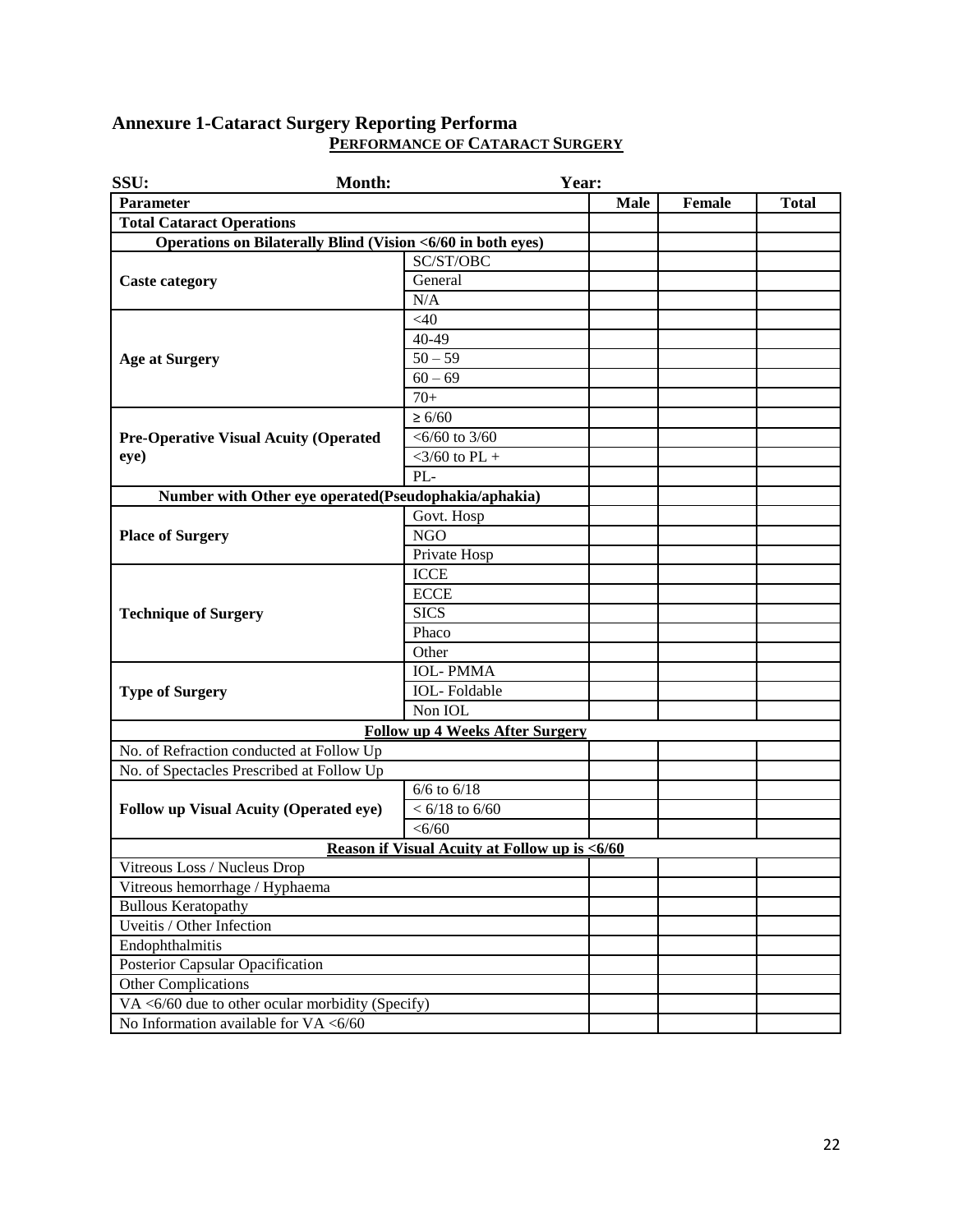## Annexure 1-Cataract Surgery Reporting Performa

**PERFORMANCE OF CATARACT SURGERY**

**SSU:** **Month:** **Year:**

| **Parameter** | | **Male** | **Female** | **Total** |
|---|---|---|---|---|
| **Total Cataract Operations** | | | | |
| **Operations on Bilaterally Blind (Vision <6/60 in both eyes)** | | | | |
| **Caste category** | SC/ST/OBC | | | |
| | General | | | |
| | N/A | | | |
| **Age at Surgery** | <40 | | | |
| | 40-49 | | | |
| | 50 – 59 | | | |
| | 60 – 69 | | | |
| | 70+ | | | |
| **Pre-Operative Visual Acuity (Operated eye)** | ≥ 6/60 | | | |
| | <6/60 to 3/60 | | | |
| | <3/60 to PL + | | | |
| | PL- | | | |
| **Number with Other eye operated(Pseudophakia/aphakia)** | | | | |
| **Place of Surgery** | Govt. Hosp | | | |
| | NGO | | | |
| | Private Hosp | | | |
| **Technique of Surgery** | ICCE | | | |
| | ECCE | | | |
| | SICS | | | |
| | Phaco | | | |
| | Other | | | |
| **Type of Surgery** | IOL- PMMA | | | |
| | IOL- Foldable | | | |
| | Non IOL | | | |
| **Follow up 4 Weeks After Surgery** | | | | |
| No. of Refraction conducted at Follow Up | | | | |
| No. of Spectacles Prescribed at Follow Up | | | | |
| **Follow up Visual Acuity (Operated eye)** | 6/6 to 6/18 | | | |
| | < 6/18 to 6/60 | | | |
| | <6/60 | | | |
| **Reason if Visual Acuity at Follow up is <6/60** | | | | |
| Vitreous Loss / Nucleus Drop | | | | |
| Vitreous hemorrhage / Hyphaema | | | | |
| Bullous Keratopathy | | | | |
| Uveitis / Other Infection | | | | |
| Endophthalmitis | | | | |
| Posterior Capsular Opacification | | | | |
| Other Complications | | | | |
| VA <6/60 due to other ocular morbidity (Specify) | | | | |
| No Information available for VA <6/60 | | | | |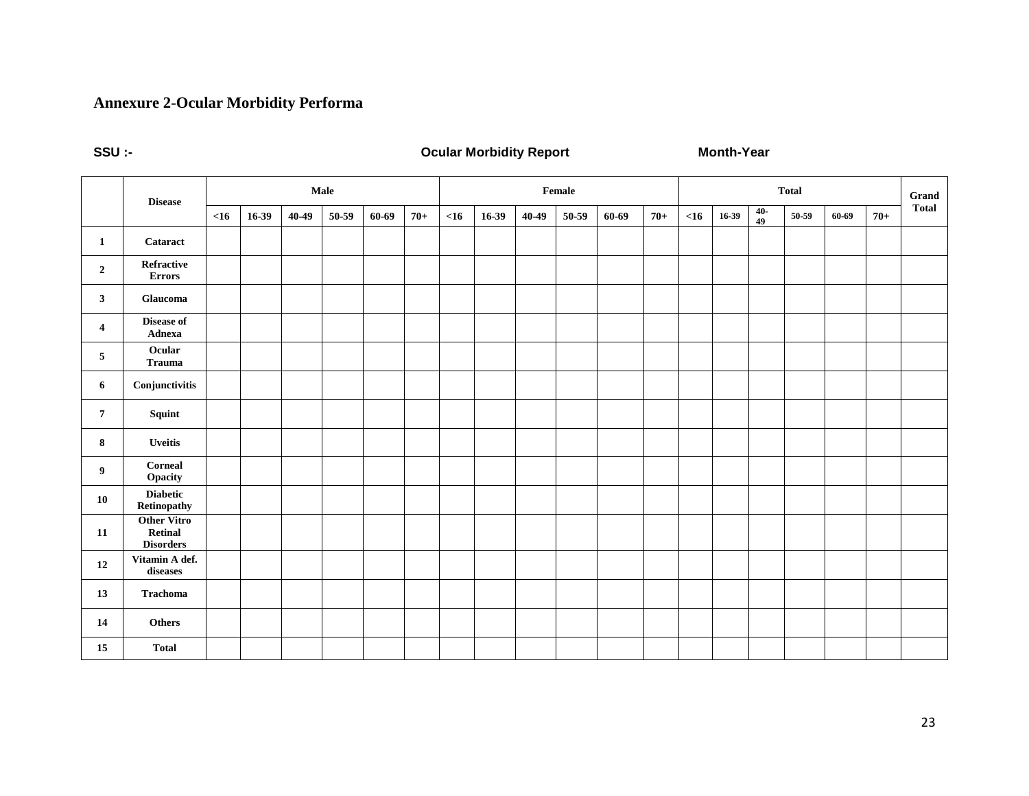## Annexure 2-Ocular Morbidity Performa

**SSU :-** **Ocular Morbidity Report** **Month-Year**

| | Disease | Male | | | | | | Female | | | | | | Total | | | | | | Grand Total |
|---|---|---|---|---|---|---|---|---|---|---|---|---|---|---|---|---|---|---|---|---|
| | | <16 | 16-39 | 40-49 | 50-59 | 60-69 | 70+ | <16 | 16-39 | 40-49 | 50-59 | 60-69 | 70+ | <16 | 16-39 | 40-49 | 50-59 | 60-69 | 70+ | |
| 1 | Cataract | | | | | | | | | | | | | | | | | | | |
| 2 | Refractive Errors | | | | | | | | | | | | | | | | | | | |
| 3 | Glaucoma | | | | | | | | | | | | | | | | | | | |
| 4 | Disease of Adnexa | | | | | | | | | | | | | | | | | | | |
| 5 | Ocular Trauma | | | | | | | | | | | | | | | | | | | |
| 6 | Conjunctivitis | | | | | | | | | | | | | | | | | | | |
| 7 | Squint | | | | | | | | | | | | | | | | | | | |
| 8 | Uveitis | | | | | | | | | | | | | | | | | | | |
| 9 | Corneal Opacity | | | | | | | | | | | | | | | | | | | |
| 10 | Diabetic Retinopathy | | | | | | | | | | | | | | | | | | | |
| 11 | Other Vitro Retinal Disorders | | | | | | | | | | | | | | | | | | | |
| 12 | Vitamin A def. diseases | | | | | | | | | | | | | | | | | | | |
| 13 | Trachoma | | | | | | | | | | | | | | | | | | | |
| 14 | Others | | | | | | | | | | | | | | | | | | | |
| 15 | Total | | | | | | | | | | | | | | | | | | | |